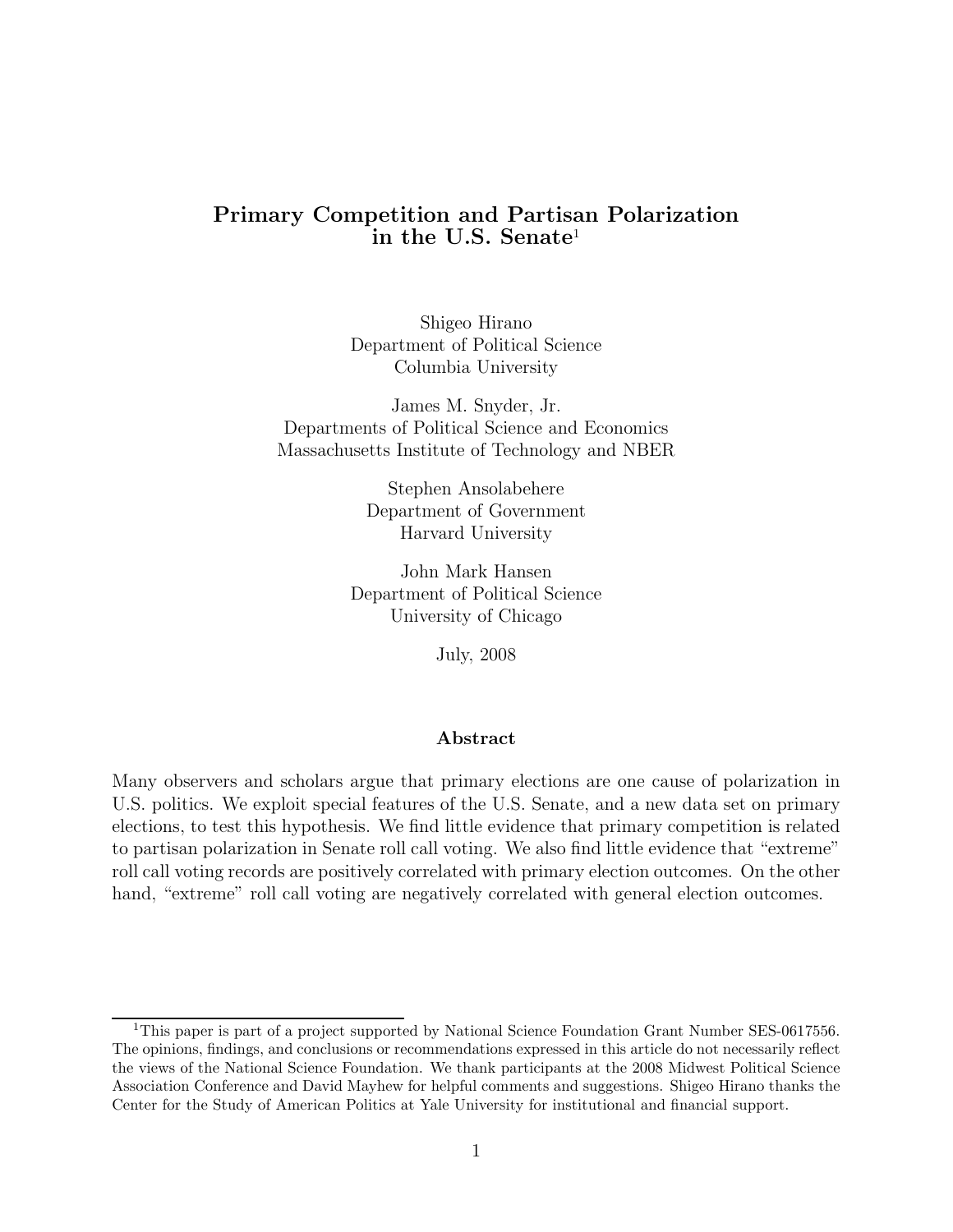# Primary Competition and Partisan Polarization in the U.S. Senate[1]

Shigeo Hirano
Department of Political Science
Columbia University

James M. Snyder, Jr.
Departments of Political Science and Economics
Massachusetts Institute of Technology and NBER

Stephen Ansolabehere
Department of Government
Harvard University

John Mark Hansen
Department of Political Science
University of Chicago

July, 2008

## Abstract

Many observers and scholars argue that primary elections are one cause of polarization in U.S. politics. We exploit special features of the U.S. Senate, and a new data set on primary elections, to test this hypothesis. We find little evidence that primary competition is related to partisan polarization in Senate roll call voting. We also find little evidence that "extreme" roll call voting records are positively correlated with primary election outcomes. On the other hand, "extreme" roll call voting are negatively correlated with general election outcomes.

---

[1] This paper is part of a project supported by National Science Foundation Grant Number SES-0617556. The opinions, findings, and conclusions or recommendations expressed in this article do not necessarily reflect the views of the National Science Foundation. We thank participants at the 2008 Midwest Political Science Association Conference and David Mayhew for helpful comments and suggestions. Shigeo Hirano thanks the Center for the Study of American Politics at Yale University for institutional and financial support.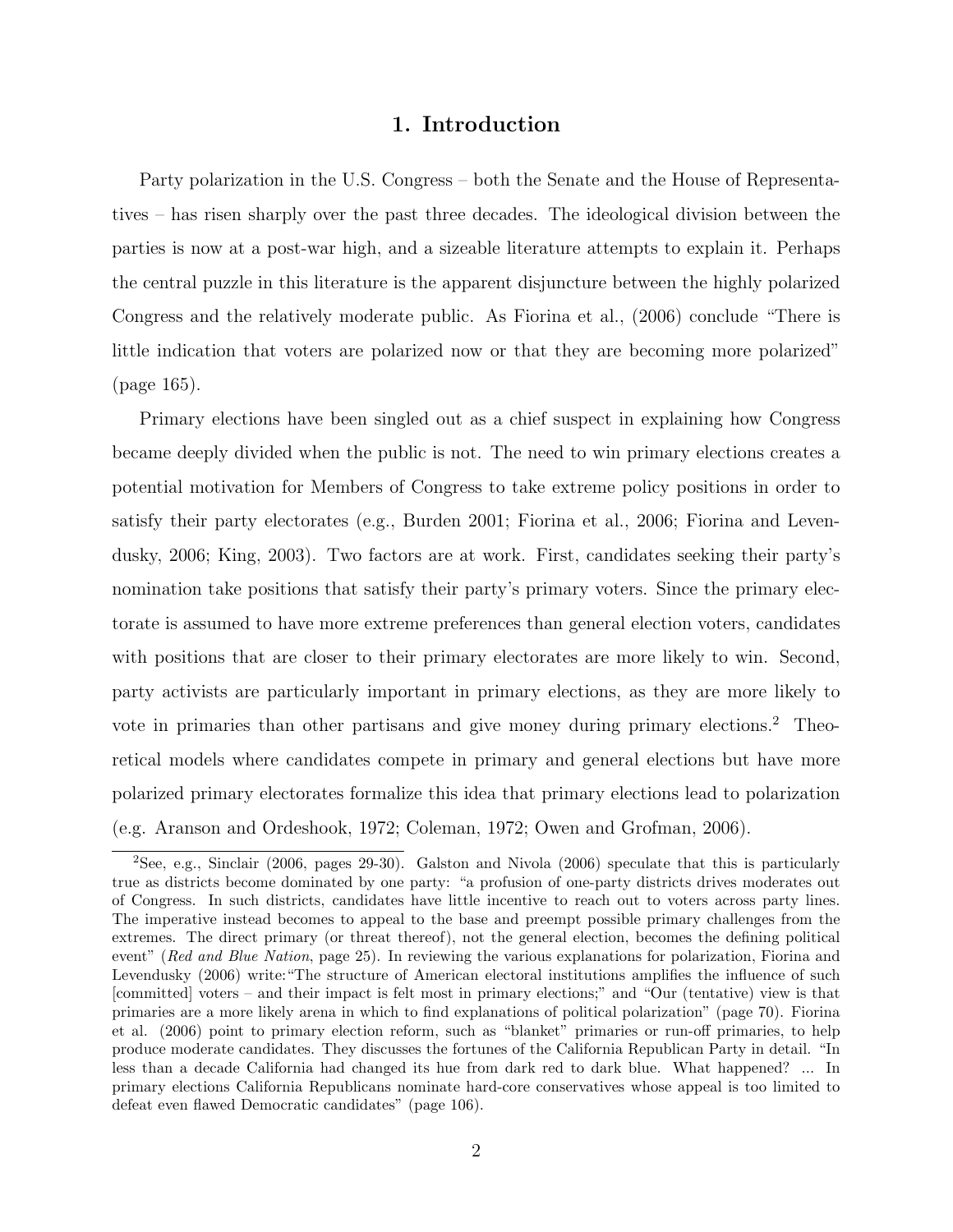# 1. Introduction

Party polarization in the U.S. Congress – both the Senate and the House of Representatives – has risen sharply over the past three decades. The ideological division between the parties is now at a post-war high, and a sizeable literature attempts to explain it. Perhaps the central puzzle in this literature is the apparent disjuncture between the highly polarized Congress and the relatively moderate public. As Fiorina et al., (2006) conclude "There is little indication that voters are polarized now or that they are becoming more polarized" (page 165).

Primary elections have been singled out as a chief suspect in explaining how Congress became deeply divided when the public is not. The need to win primary elections creates a potential motivation for Members of Congress to take extreme policy positions in order to satisfy their party electorates (e.g., Burden 2001; Fiorina et al., 2006; Fiorina and Levendusky, 2006; King, 2003). Two factors are at work. First, candidates seeking their party's nomination take positions that satisfy their party's primary voters. Since the primary electorate is assumed to have more extreme preferences than general election voters, candidates with positions that are closer to their primary electorates are more likely to win. Second, party activists are particularly important in primary elections, as they are more likely to vote in primaries than other partisans and give money during primary elections.[2] Theoretical models where candidates compete in primary and general elections but have more polarized primary electorates formalize this idea that primary elections lead to polarization (e.g. Aranson and Ordeshook, 1972; Coleman, 1972; Owen and Grofman, 2006).

[2] See, e.g., Sinclair (2006, pages 29-30). Galston and Nivola (2006) speculate that this is particularly true as districts become dominated by one party: "a profusion of one-party districts drives moderates out of Congress. In such districts, candidates have little incentive to reach out to voters across party lines. The imperative instead becomes to appeal to the base and preempt possible primary challenges from the extremes. The direct primary (or threat thereof), not the general election, becomes the defining political event" (*Red and Blue Nation*, page 25). In reviewing the various explanations for polarization, Fiorina and Levendusky (2006) write:"The structure of American electoral institutions amplifies the influence of such [committed] voters – and their impact is felt most in primary elections;" and "Our (tentative) view is that primaries are a more likely arena in which to find explanations of political polarization" (page 70). Fiorina et al. (2006) point to primary election reform, such as "blanket" primaries or run-off primaries, to help produce moderate candidates. They discusses the fortunes of the California Republican Party in detail. "In less than a decade California had changed its hue from dark red to dark blue. What happened? ... In primary elections California Republicans nominate hard-core conservatives whose appeal is too limited to defeat even flawed Democratic candidates" (page 106).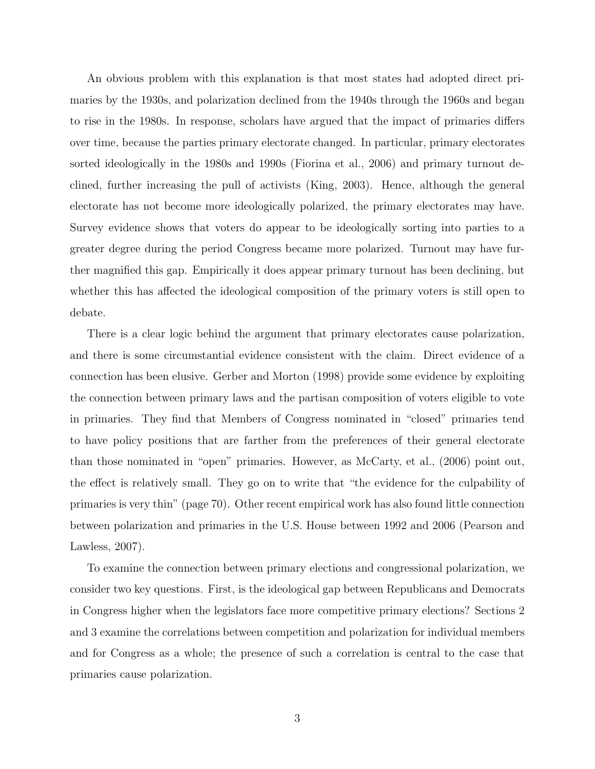An obvious problem with this explanation is that most states had adopted direct primaries by the 1930s, and polarization declined from the 1940s through the 1960s and began to rise in the 1980s. In response, scholars have argued that the impact of primaries differs over time, because the parties primary electorate changed. In particular, primary electorates sorted ideologically in the 1980s and 1990s (Fiorina et al., 2006) and primary turnout declined, further increasing the pull of activists (King, 2003). Hence, although the general electorate has not become more ideologically polarized, the primary electorates may have. Survey evidence shows that voters do appear to be ideologically sorting into parties to a greater degree during the period Congress became more polarized. Turnout may have further magnified this gap. Empirically it does appear primary turnout has been declining, but whether this has affected the ideological composition of the primary voters is still open to debate.

There is a clear logic behind the argument that primary electorates cause polarization, and there is some circumstantial evidence consistent with the claim. Direct evidence of a connection has been elusive. Gerber and Morton (1998) provide some evidence by exploiting the connection between primary laws and the partisan composition of voters eligible to vote in primaries. They find that Members of Congress nominated in "closed" primaries tend to have policy positions that are farther from the preferences of their general electorate than those nominated in "open" primaries. However, as McCarty, et al., (2006) point out, the effect is relatively small. They go on to write that "the evidence for the culpability of primaries is very thin" (page 70). Other recent empirical work has also found little connection between polarization and primaries in the U.S. House between 1992 and 2006 (Pearson and Lawless, 2007).

To examine the connection between primary elections and congressional polarization, we consider two key questions. First, is the ideological gap between Republicans and Democrats in Congress higher when the legislators face more competitive primary elections? Sections 2 and 3 examine the correlations between competition and polarization for individual members and for Congress as a whole; the presence of such a correlation is central to the case that primaries cause polarization.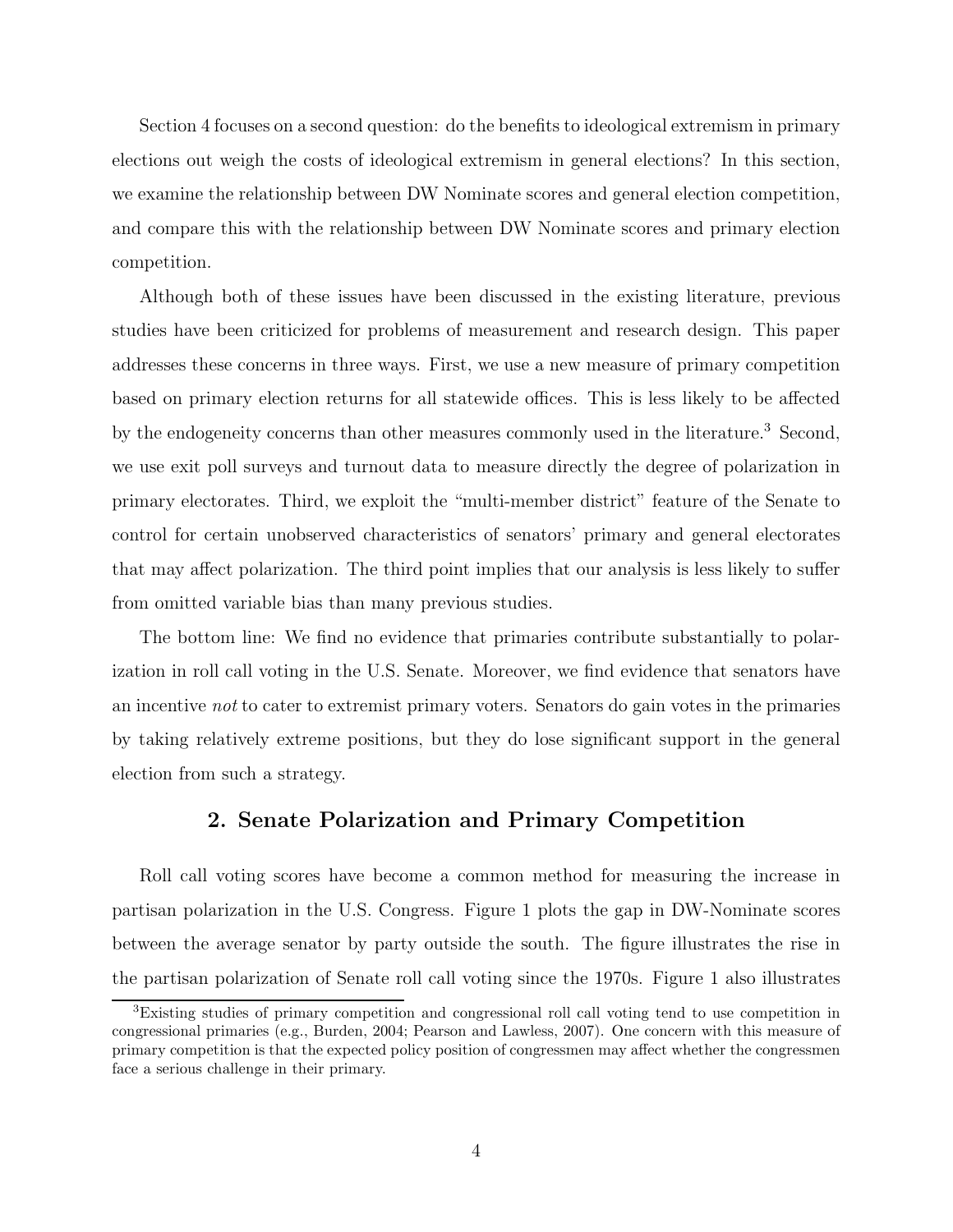Section 4 focuses on a second question: do the benefits to ideological extremism in primary elections out weigh the costs of ideological extremism in general elections? In this section, we examine the relationship between DW Nominate scores and general election competition, and compare this with the relationship between DW Nominate scores and primary election competition.

Although both of these issues have been discussed in the existing literature, previous studies have been criticized for problems of measurement and research design. This paper addresses these concerns in three ways. First, we use a new measure of primary competition based on primary election returns for all statewide offices. This is less likely to be affected by the endogeneity concerns than other measures commonly used in the literature.[3] Second, we use exit poll surveys and turnout data to measure directly the degree of polarization in primary electorates. Third, we exploit the "multi-member district" feature of the Senate to control for certain unobserved characteristics of senators' primary and general electorates that may affect polarization. The third point implies that our analysis is less likely to suffer from omitted variable bias than many previous studies.

The bottom line: We find no evidence that primaries contribute substantially to polarization in roll call voting in the U.S. Senate. Moreover, we find evidence that senators have an incentive *not* to cater to extremist primary voters. Senators do gain votes in the primaries by taking relatively extreme positions, but they do lose significant support in the general election from such a strategy.

## 2. Senate Polarization and Primary Competition

Roll call voting scores have become a common method for measuring the increase in partisan polarization in the U.S. Congress. Figure 1 plots the gap in DW-Nominate scores between the average senator by party outside the south. The figure illustrates the rise in the partisan polarization of Senate roll call voting since the 1970s. Figure 1 also illustrates

[3] Existing studies of primary competition and congressional roll call voting tend to use competition in congressional primaries (e.g., Burden, 2004; Pearson and Lawless, 2007). One concern with this measure of primary competition is that the expected policy position of congressmen may affect whether the congressmen face a serious challenge in their primary.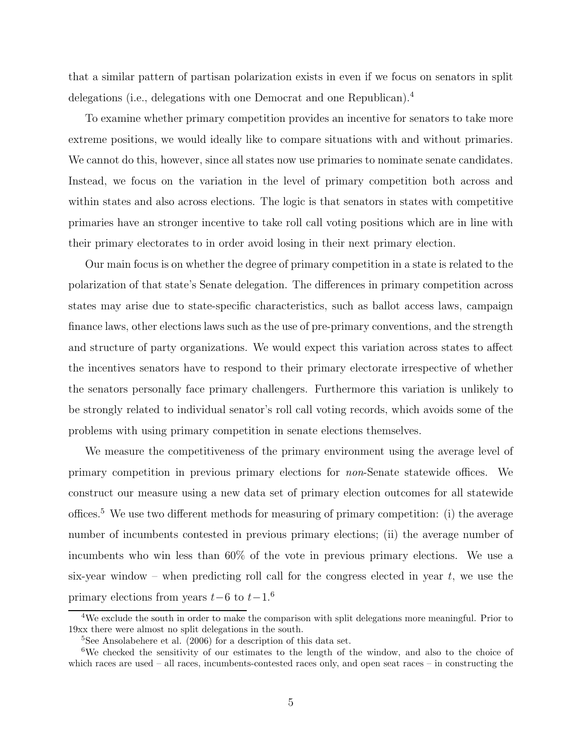that a similar pattern of partisan polarization exists in even if we focus on senators in split delegations (i.e., delegations with one Democrat and one Republican).[4]

To examine whether primary competition provides an incentive for senators to take more extreme positions, we would ideally like to compare situations with and without primaries. We cannot do this, however, since all states now use primaries to nominate senate candidates. Instead, we focus on the variation in the level of primary competition both across and within states and also across elections. The logic is that senators in states with competitive primaries have an stronger incentive to take roll call voting positions which are in line with their primary electorates to in order avoid losing in their next primary election.

Our main focus is on whether the degree of primary competition in a state is related to the polarization of that state's Senate delegation. The differences in primary competition across states may arise due to state-specific characteristics, such as ballot access laws, campaign finance laws, other elections laws such as the use of pre-primary conventions, and the strength and structure of party organizations. We would expect this variation across states to affect the incentives senators have to respond to their primary electorate irrespective of whether the senators personally face primary challengers. Furthermore this variation is unlikely to be strongly related to individual senator's roll call voting records, which avoids some of the problems with using primary competition in senate elections themselves.

We measure the competitiveness of the primary environment using the average level of primary competition in previous primary elections for *non*-Senate statewide offices. We construct our measure using a new data set of primary election outcomes for all statewide offices.[5] We use two different methods for measuring of primary competition: (i) the average number of incumbents contested in previous primary elections; (ii) the average number of incumbents who win less than 60% of the vote in previous primary elections. We use a six-year window – when predicting roll call for the congress elected in year $t$, we use the primary elections from years $t-6$ to $t-1$.[6]

[4] We exclude the south in order to make the comparison with split delegations more meaningful. Prior to 19xx there were almost no split delegations in the south.

[5] See Ansolabehere et al. (2006) for a description of this data set.

[6] We checked the sensitivity of our estimates to the length of the window, and also to the choice of which races are used – all races, incumbents-contested races only, and open seat races – in constructing the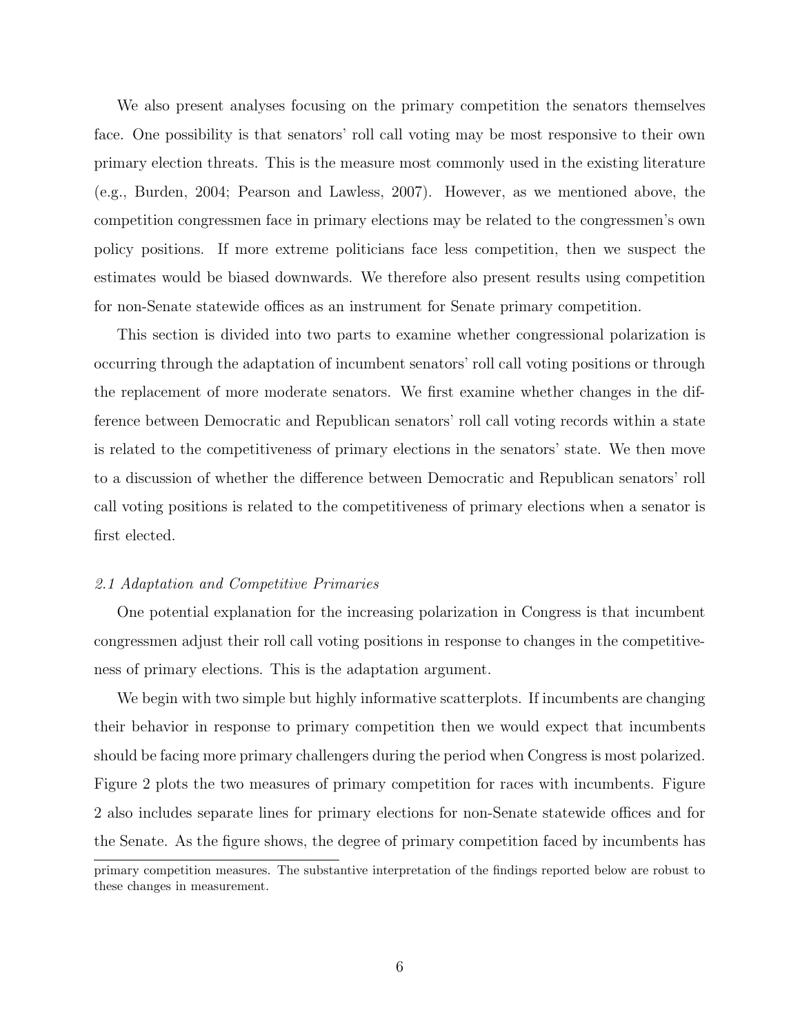We also present analyses focusing on the primary competition the senators themselves face. One possibility is that senators' roll call voting may be most responsive to their own primary election threats. This is the measure most commonly used in the existing literature (e.g., Burden, 2004; Pearson and Lawless, 2007). However, as we mentioned above, the competition congressmen face in primary elections may be related to the congressmen's own policy positions. If more extreme politicians face less competition, then we suspect the estimates would be biased downwards. We therefore also present results using competition for non-Senate statewide offices as an instrument for Senate primary competition.

This section is divided into two parts to examine whether congressional polarization is occurring through the adaptation of incumbent senators' roll call voting positions or through the replacement of more moderate senators. We first examine whether changes in the difference between Democratic and Republican senators' roll call voting records within a state is related to the competitiveness of primary elections in the senators' state. We then move to a discussion of whether the difference between Democratic and Republican senators' roll call voting positions is related to the competitiveness of primary elections when a senator is first elected.

*2.1 Adaptation and Competitive Primaries*

One potential explanation for the increasing polarization in Congress is that incumbent congressmen adjust their roll call voting positions in response to changes in the competitiveness of primary elections. This is the adaptation argument.

We begin with two simple but highly informative scatterplots. If incumbents are changing their behavior in response to primary competition then we would expect that incumbents should be facing more primary challengers during the period when Congress is most polarized. Figure 2 plots the two measures of primary competition for races with incumbents. Figure 2 also includes separate lines for primary elections for non-Senate statewide offices and for the Senate. As the figure shows, the degree of primary competition faced by incumbents has

primary competition measures. The substantive interpretation of the findings reported below are robust to these changes in measurement.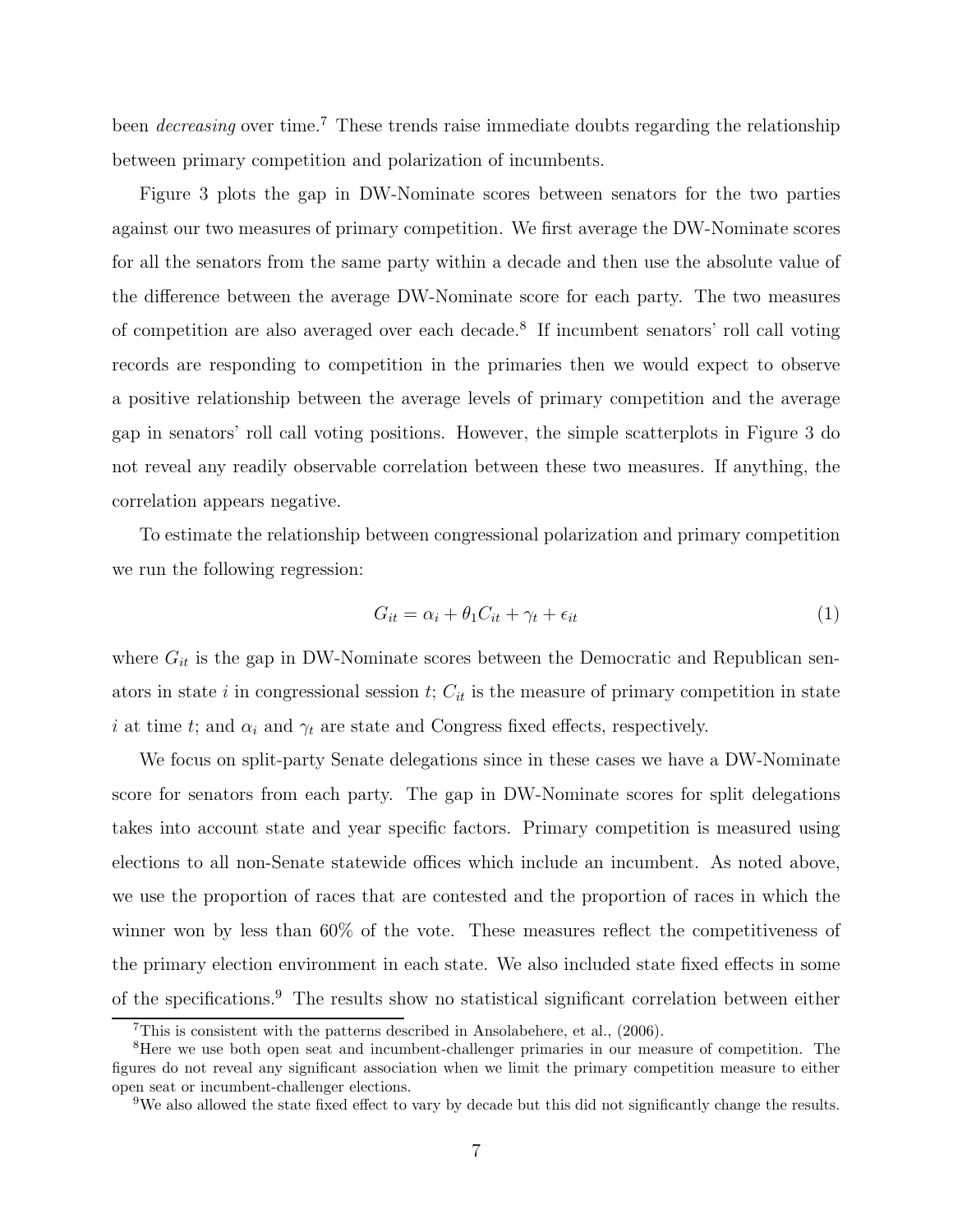been *decreasing* over time.[7] These trends raise immediate doubts regarding the relationship between primary competition and polarization of incumbents.

Figure 3 plots the gap in DW-Nominate scores between senators for the two parties against our two measures of primary competition. We first average the DW-Nominate scores for all the senators from the same party within a decade and then use the absolute value of the difference between the average DW-Nominate score for each party. The two measures of competition are also averaged over each decade.[8] If incumbent senators' roll call voting records are responding to competition in the primaries then we would expect to observe a positive relationship between the average levels of primary competition and the average gap in senators' roll call voting positions. However, the simple scatterplots in Figure 3 do not reveal any readily observable correlation between these two measures. If anything, the correlation appears negative.

To estimate the relationship between congressional polarization and primary competition we run the following regression:

$$G_{it} = \alpha_i + \theta_1 C_{it} + \gamma_t + \epsilon_{it} \quad (1)$$

where $G_{it}$ is the gap in DW-Nominate scores between the Democratic and Republican senators in state $i$ in congressional session $t$; $C_{it}$ is the measure of primary competition in state $i$ at time $t$; and $\alpha_i$ and $\gamma_t$ are state and Congress fixed effects, respectively.

We focus on split-party Senate delegations since in these cases we have a DW-Nominate score for senators from each party. The gap in DW-Nominate scores for split delegations takes into account state and year specific factors. Primary competition is measured using elections to all non-Senate statewide offices which include an incumbent. As noted above, we use the proportion of races that are contested and the proportion of races in which the winner won by less than 60% of the vote. These measures reflect the competitiveness of the primary election environment in each state. We also included state fixed effects in some of the specifications.[9] The results show no statistical significant correlation between either

[7]This is consistent with the patterns described in Ansolabehere, et al., (2006).

[8]Here we use both open seat and incumbent-challenger primaries in our measure of competition. The figures do not reveal any significant association when we limit the primary competition measure to either open seat or incumbent-challenger elections.

[9]We also allowed the state fixed effect to vary by decade but this did not significantly change the results.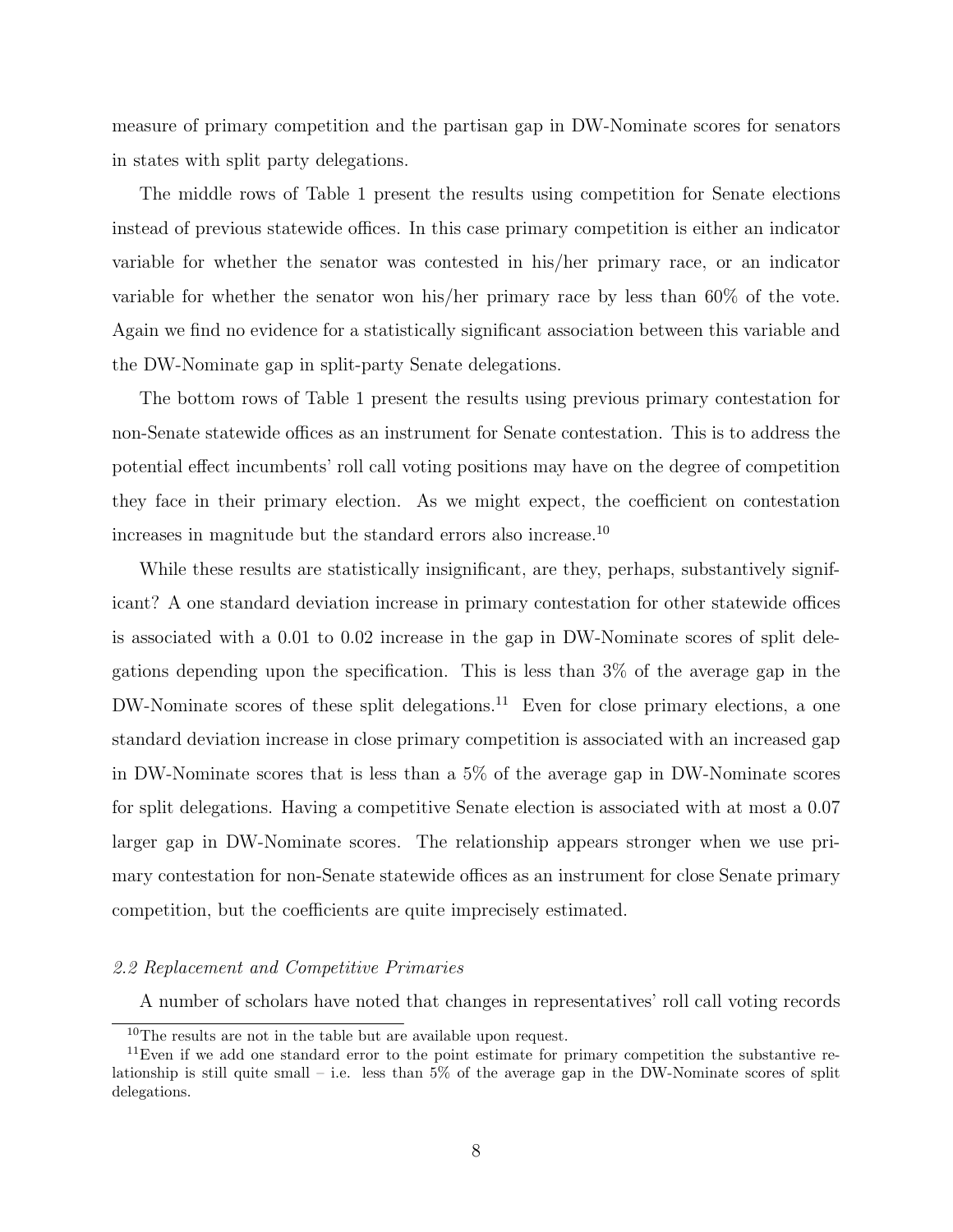measure of primary competition and the partisan gap in DW-Nominate scores for senators in states with split party delegations.

The middle rows of Table 1 present the results using competition for Senate elections instead of previous statewide offices. In this case primary competition is either an indicator variable for whether the senator was contested in his/her primary race, or an indicator variable for whether the senator won his/her primary race by less than 60% of the vote. Again we find no evidence for a statistically significant association between this variable and the DW-Nominate gap in split-party Senate delegations.

The bottom rows of Table 1 present the results using previous primary contestation for non-Senate statewide offices as an instrument for Senate contestation. This is to address the potential effect incumbents' roll call voting positions may have on the degree of competition they face in their primary election. As we might expect, the coefficient on contestation increases in magnitude but the standard errors also increase.[10]

While these results are statistically insignificant, are they, perhaps, substantively significant? A one standard deviation increase in primary contestation for other statewide offices is associated with a 0.01 to 0.02 increase in the gap in DW-Nominate scores of split delegations depending upon the specification. This is less than 3% of the average gap in the DW-Nominate scores of these split delegations.[11] Even for close primary elections, a one standard deviation increase in close primary competition is associated with an increased gap in DW-Nominate scores that is less than a 5% of the average gap in DW-Nominate scores for split delegations. Having a competitive Senate election is associated with at most a 0.07 larger gap in DW-Nominate scores. The relationship appears stronger when we use primary contestation for non-Senate statewide offices as an instrument for close Senate primary competition, but the coefficients are quite imprecisely estimated.

### *2.2 Replacement and Competitive Primaries*

A number of scholars have noted that changes in representatives' roll call voting records

---

[10] The results are not in the table but are available upon request.

[11] Even if we add one standard error to the point estimate for primary competition the substantive relationship is still quite small – i.e. less than 5% of the average gap in the DW-Nominate scores of split delegations.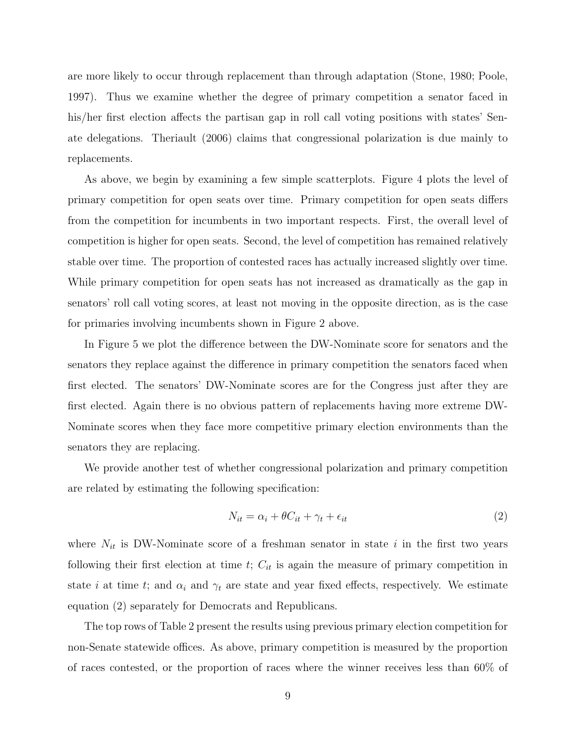are more likely to occur through replacement than through adaptation (Stone, 1980; Poole, 1997). Thus we examine whether the degree of primary competition a senator faced in his/her first election affects the partisan gap in roll call voting positions with states' Senate delegations. Theriault (2006) claims that congressional polarization is due mainly to replacements.

As above, we begin by examining a few simple scatterplots. Figure 4 plots the level of primary competition for open seats over time. Primary competition for open seats differs from the competition for incumbents in two important respects. First, the overall level of competition is higher for open seats. Second, the level of competition has remained relatively stable over time. The proportion of contested races has actually increased slightly over time. While primary competition for open seats has not increased as dramatically as the gap in senators' roll call voting scores, at least not moving in the opposite direction, as is the case for primaries involving incumbents shown in Figure 2 above.

In Figure 5 we plot the difference between the DW-Nominate score for senators and the senators they replace against the difference in primary competition the senators faced when first elected. The senators' DW-Nominate scores are for the Congress just after they are first elected. Again there is no obvious pattern of replacements having more extreme DW-Nominate scores when they face more competitive primary election environments than the senators they are replacing.

We provide another test of whether congressional polarization and primary competition are related by estimating the following specification:

$$N_{it} = \alpha_i + \theta C_{it} + \gamma_t + \epsilon_{it} \tag{2}$$

where $N_{it}$ is DW-Nominate score of a freshman senator in state $i$ in the first two years following their first election at time $t$; $C_{it}$ is again the measure of primary competition in state $i$ at time $t$; and $\alpha_i$ and $\gamma_t$ are state and year fixed effects, respectively. We estimate equation (2) separately for Democrats and Republicans.

The top rows of Table 2 present the results using previous primary election competition for non-Senate statewide offices. As above, primary competition is measured by the proportion of races contested, or the proportion of races where the winner receives less than 60% of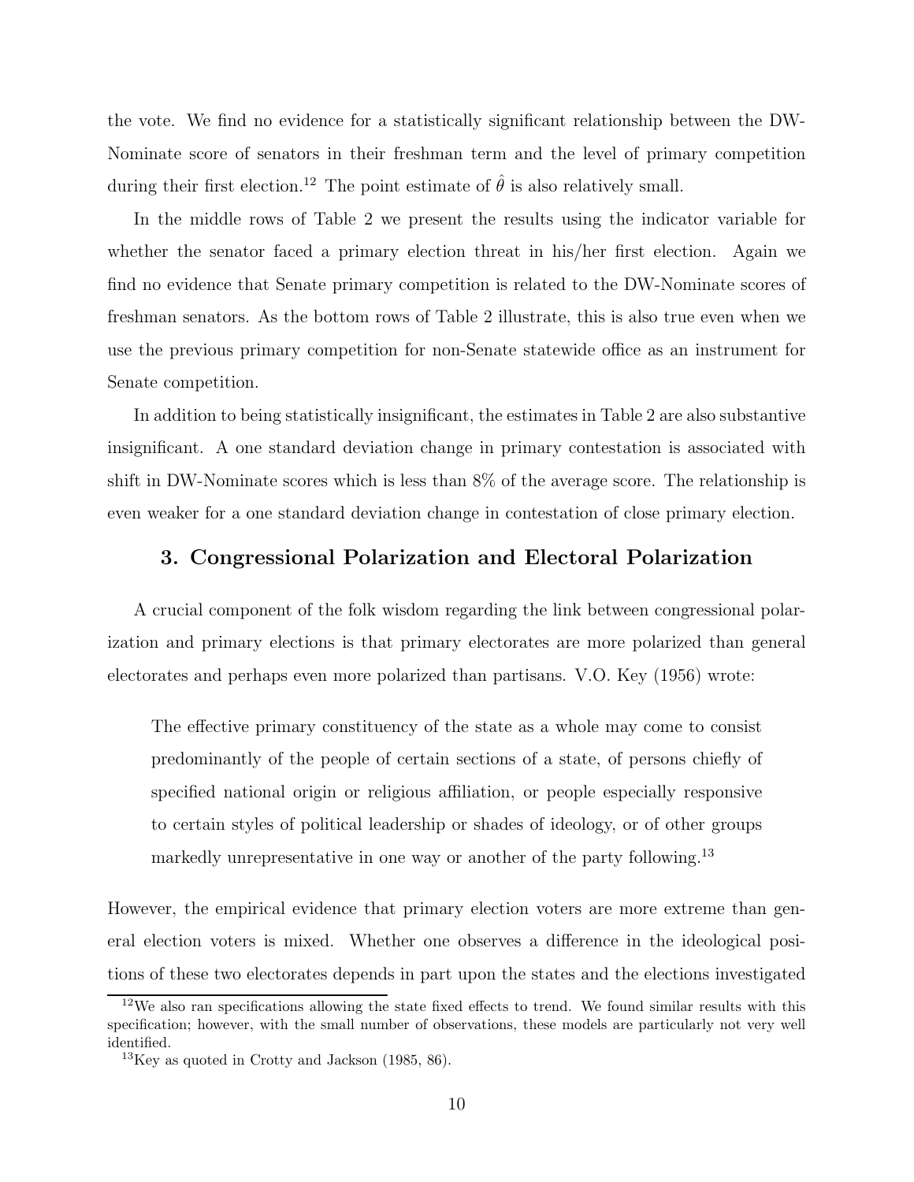the vote. We find no evidence for a statistically significant relationship between the DW-Nominate score of senators in their freshman term and the level of primary competition during their first election.[12] The point estimate of $\hat{\theta}$ is also relatively small.

In the middle rows of Table 2 we present the results using the indicator variable for whether the senator faced a primary election threat in his/her first election. Again we find no evidence that Senate primary competition is related to the DW-Nominate scores of freshman senators. As the bottom rows of Table 2 illustrate, this is also true even when we use the previous primary competition for non-Senate statewide office as an instrument for Senate competition.

In addition to being statistically insignificant, the estimates in Table 2 are also substantive insignificant. A one standard deviation change in primary contestation is associated with shift in DW-Nominate scores which is less than 8% of the average score. The relationship is even weaker for a one standard deviation change in contestation of close primary election.

## 3. Congressional Polarization and Electoral Polarization

A crucial component of the folk wisdom regarding the link between congressional polarization and primary elections is that primary electorates are more polarized than general electorates and perhaps even more polarized than partisans. V.O. Key (1956) wrote:

> The effective primary constituency of the state as a whole may come to consist predominantly of the people of certain sections of a state, of persons chiefly of specified national origin or religious affiliation, or people especially responsive to certain styles of political leadership or shades of ideology, or of other groups markedly unrepresentative in one way or another of the party following.[13]

However, the empirical evidence that primary election voters are more extreme than general election voters is mixed. Whether one observes a difference in the ideological positions of these two electorates depends in part upon the states and the elections investigated

[12] We also ran specifications allowing the state fixed effects to trend. We found similar results with this specification; however, with the small number of observations, these models are particularly not very well identified.

[13] Key as quoted in Crotty and Jackson (1985, 86).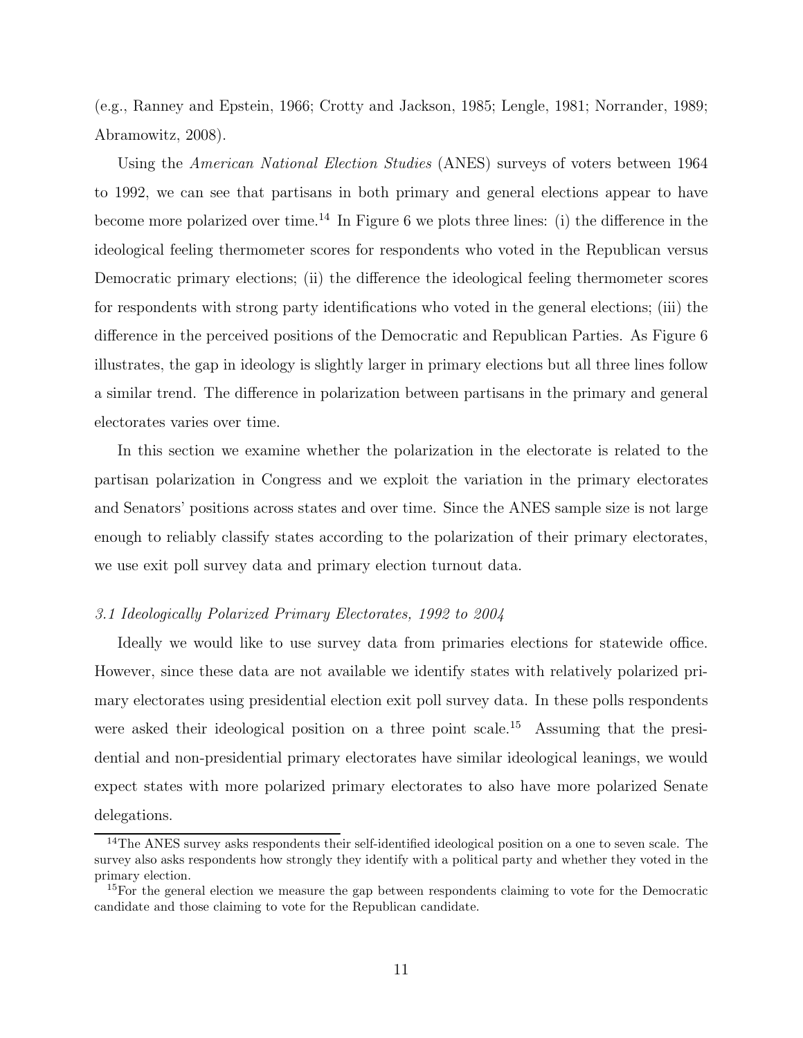(e.g., Ranney and Epstein, 1966; Crotty and Jackson, 1985; Lengle, 1981; Norrander, 1989; Abramowitz, 2008).

Using the *American National Election Studies* (ANES) surveys of voters between 1964 to 1992, we can see that partisans in both primary and general elections appear to have become more polarized over time.[14] In Figure 6 we plots three lines: (i) the difference in the ideological feeling thermometer scores for respondents who voted in the Republican versus Democratic primary elections; (ii) the difference the ideological feeling thermometer scores for respondents with strong party identifications who voted in the general elections; (iii) the difference in the perceived positions of the Democratic and Republican Parties. As Figure 6 illustrates, the gap in ideology is slightly larger in primary elections but all three lines follow a similar trend. The difference in polarization between partisans in the primary and general electorates varies over time.

In this section we examine whether the polarization in the electorate is related to the partisan polarization in Congress and we exploit the variation in the primary electorates and Senators' positions across states and over time. Since the ANES sample size is not large enough to reliably classify states according to the polarization of their primary electorates, we use exit poll survey data and primary election turnout data.

### *3.1 Ideologically Polarized Primary Electorates, 1992 to 2004*

Ideally we would like to use survey data from primaries elections for statewide office. However, since these data are not available we identify states with relatively polarized primary electorates using presidential election exit poll survey data. In these polls respondents were asked their ideological position on a three point scale.[15] Assuming that the presidential and non-presidential primary electorates have similar ideological leanings, we would expect states with more polarized primary electorates to also have more polarized Senate delegations.

[14] The ANES survey asks respondents their self-identified ideological position on a one to seven scale. The survey also asks respondents how strongly they identify with a political party and whether they voted in the primary election.

[15] For the general election we measure the gap between respondents claiming to vote for the Democratic candidate and those claiming to vote for the Republican candidate.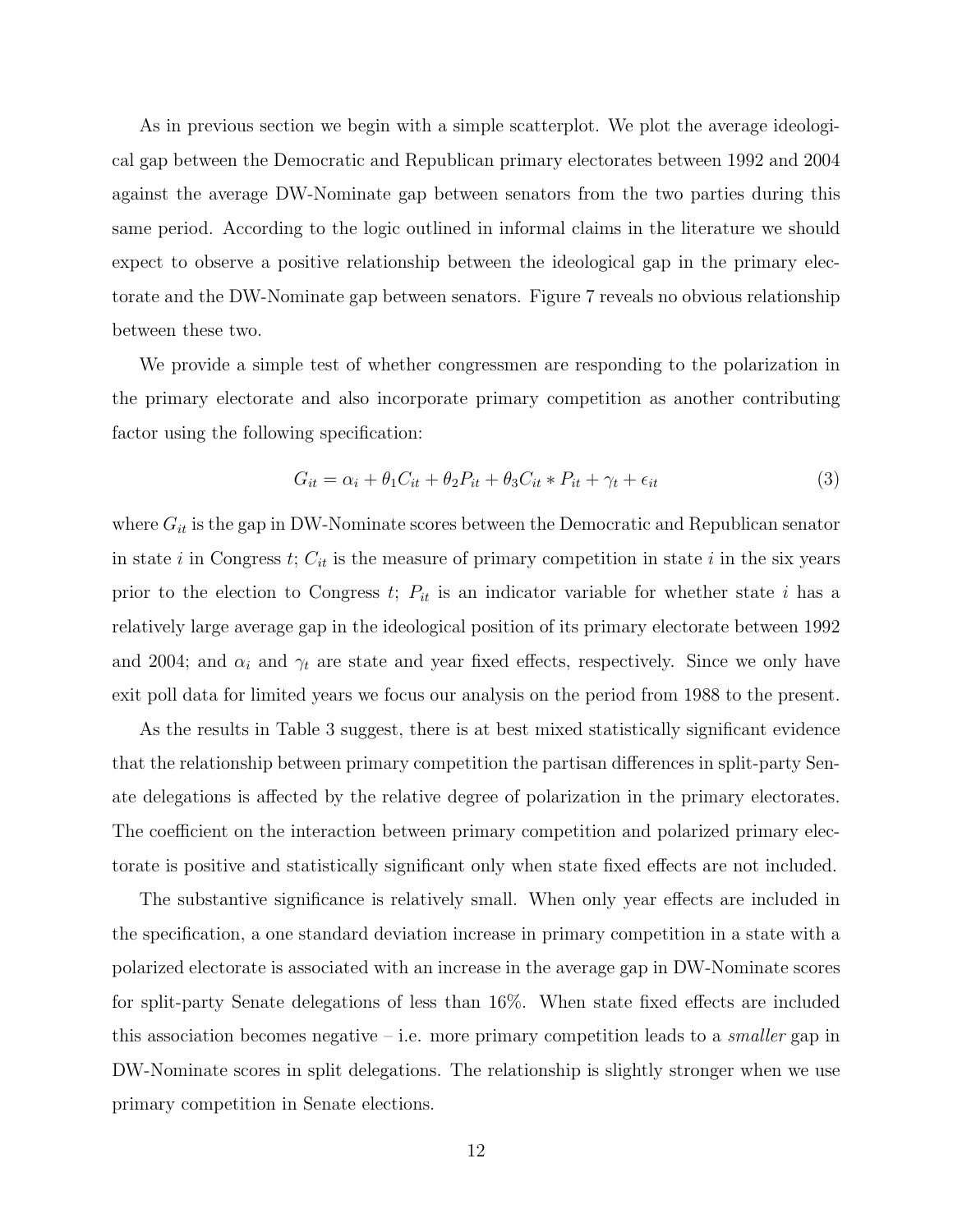As in previous section we begin with a simple scatterplot. We plot the average ideological gap between the Democratic and Republican primary electorates between 1992 and 2004 against the average DW-Nominate gap between senators from the two parties during this same period. According to the logic outlined in informal claims in the literature we should expect to observe a positive relationship between the ideological gap in the primary electorate and the DW-Nominate gap between senators. Figure 7 reveals no obvious relationship between these two.

We provide a simple test of whether congressmen are responding to the polarization in the primary electorate and also incorporate primary competition as another contributing factor using the following specification:

$$G_{it} = \alpha_i + \theta_1 C_{it} + \theta_2 P_{it} + \theta_3 C_{it} * P_{it} + \gamma_t + \epsilon_{it} \tag{3}$$

where $G_{it}$ is the gap in DW-Nominate scores between the Democratic and Republican senator in state $i$ in Congress $t$; $C_{it}$ is the measure of primary competition in state $i$ in the six years prior to the election to Congress $t$; $P_{it}$ is an indicator variable for whether state $i$ has a relatively large average gap in the ideological position of its primary electorate between 1992 and 2004; and $\alpha_i$ and $\gamma_t$ are state and year fixed effects, respectively. Since we only have exit poll data for limited years we focus our analysis on the period from 1988 to the present.

As the results in Table 3 suggest, there is at best mixed statistically significant evidence that the relationship between primary competition the partisan differences in split-party Senate delegations is affected by the relative degree of polarization in the primary electorates. The coefficient on the interaction between primary competition and polarized primary electorate is positive and statistically significant only when state fixed effects are not included.

The substantive significance is relatively small. When only year effects are included in the specification, a one standard deviation increase in primary competition in a state with a polarized electorate is associated with an increase in the average gap in DW-Nominate scores for split-party Senate delegations of less than 16%. When state fixed effects are included this association becomes negative – i.e. more primary competition leads to a *smaller* gap in DW-Nominate scores in split delegations. The relationship is slightly stronger when we use primary competition in Senate elections.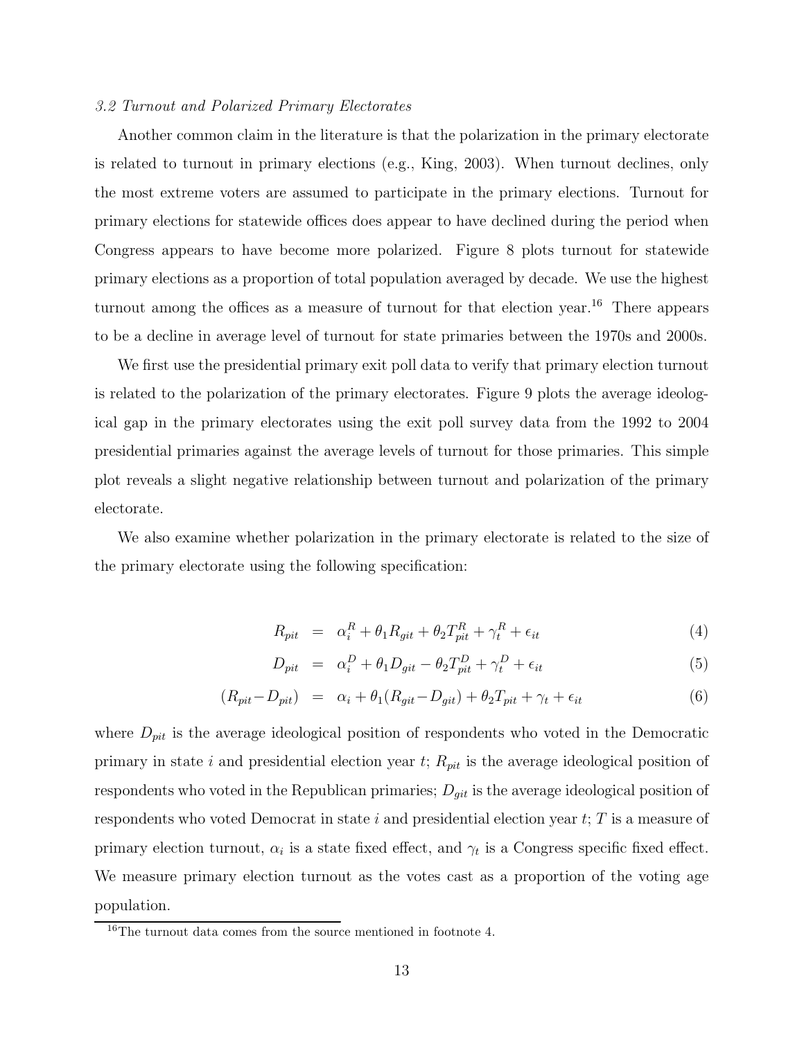*3.2 Turnout and Polarized Primary Electorates*

Another common claim in the literature is that the polarization in the primary electorate is related to turnout in primary elections (e.g., King, 2003). When turnout declines, only the most extreme voters are assumed to participate in the primary elections. Turnout for primary elections for statewide offices does appear to have declined during the period when Congress appears to have become more polarized. Figure 8 plots turnout for statewide primary elections as a proportion of total population averaged by decade. We use the highest turnout among the offices as a measure of turnout for that election year.[16] There appears to be a decline in average level of turnout for state primaries between the 1970s and 2000s.

We first use the presidential primary exit poll data to verify that primary election turnout is related to the polarization of the primary electorates. Figure 9 plots the average ideological gap in the primary electorates using the exit poll survey data from the 1992 to 2004 presidential primaries against the average levels of turnout for those primaries. This simple plot reveals a slight negative relationship between turnout and polarization of the primary electorate.

We also examine whether polarization in the primary electorate is related to the size of the primary electorate using the following specification:

$$R_{pit} = \alpha_i^R + \theta_1 R_{git} + \theta_2 T_{pit}^R + \gamma_t^R + \epsilon_{it} \quad (4)$$

$$D_{pit} = \alpha_i^D + \theta_1 D_{git} - \theta_2 T_{pit}^D + \gamma_t^D + \epsilon_{it} \quad (5)$$

$$(R_{pit} - D_{pit}) = \alpha_i + \theta_1 (R_{git} - D_{git}) + \theta_2 T_{pit} + \gamma_t + \epsilon_{it} \quad (6)$$

where $D_{pit}$ is the average ideological position of respondents who voted in the Democratic primary in state $i$ and presidential election year $t$; $R_{pit}$ is the average ideological position of respondents who voted in the Republican primaries; $D_{git}$ is the average ideological position of respondents who voted Democrat in state $i$ and presidential election year $t$; $T$ is a measure of primary election turnout, $\alpha_i$ is a state fixed effect, and $\gamma_t$ is a Congress specific fixed effect. We measure primary election turnout as the votes cast as a proportion of the voting age population.

[16] The turnout data comes from the source mentioned in footnote 4.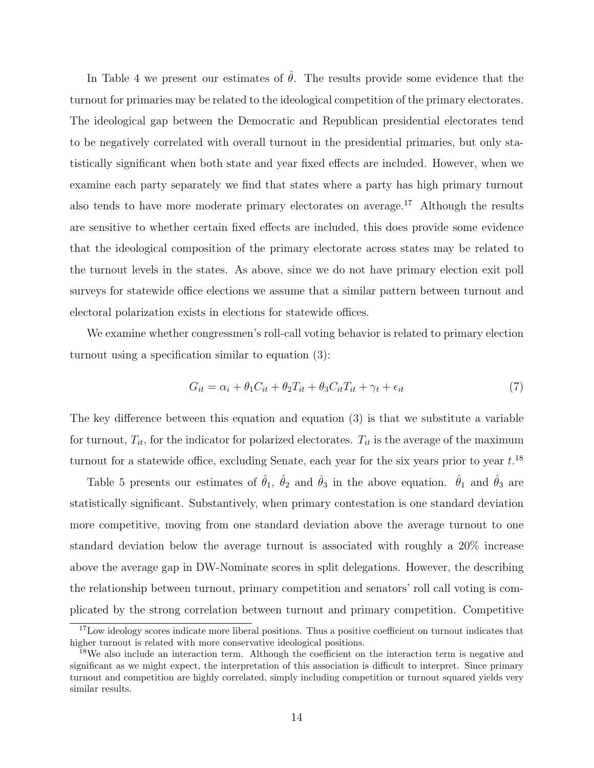In Table 4 we present our estimates of $\hat{\theta}$. The results provide some evidence that the turnout for primaries may be related to the ideological competition of the primary electorates. The ideological gap between the Democratic and Republican presidential electorates tend to be negatively correlated with overall turnout in the presidential primaries, but only statistically significant when both state and year fixed effects are included. However, when we examine each party separately we find that states where a party has high primary turnout also tends to have more moderate primary electorates on average.[17] Although the results are sensitive to whether certain fixed effects are included, this does provide some evidence that the ideological composition of the primary electorate across states may be related to the turnout levels in the states. As above, since we do not have primary election exit poll surveys for statewide office elections we assume that a similar pattern between turnout and electoral polarization exists in elections for statewide offices.

We examine whether congressmen's roll-call voting behavior is related to primary election turnout using a specification similar to equation (3):

$$G_{it} = \alpha_i + \theta_1 C_{it} + \theta_2 T_{it} + \theta_3 C_{it} T_{it} + \gamma_t + \epsilon_{it} \tag{7}$$

The key difference between this equation and equation (3) is that we substitute a variable for turnout, $T_{it}$, for the indicator for polarized electorates. $T_{it}$ is the average of the maximum turnout for a statewide office, excluding Senate, each year for the six years prior to year $t$.[18]

Table 5 presents our estimates of $\hat{\theta}_1$, $\hat{\theta}_2$ and $\hat{\theta}_3$ in the above equation. $\hat{\theta}_1$ and $\hat{\theta}_3$ are statistically significant. Substantively, when primary contestation is one standard deviation more competitive, moving from one standard deviation above the average turnout to one standard deviation below the average turnout is associated with roughly a 20% increase above the average gap in DW-Nominate scores in split delegations. However, the describing the relationship between turnout, primary competition and senators' roll call voting is complicated by the strong correlation between turnout and primary competition. Competitive

[17] Low ideology scores indicate more liberal positions. Thus a positive coefficient on turnout indicates that higher turnout is related with more conservative ideological positions.

[18] We also include an interaction term. Although the coefficient on the interaction term is negative and significant as we might expect, the interpretation of this association is difficult to interpret. Since primary turnout and competition are highly correlated, simply including competition or turnout squared yields very similar results.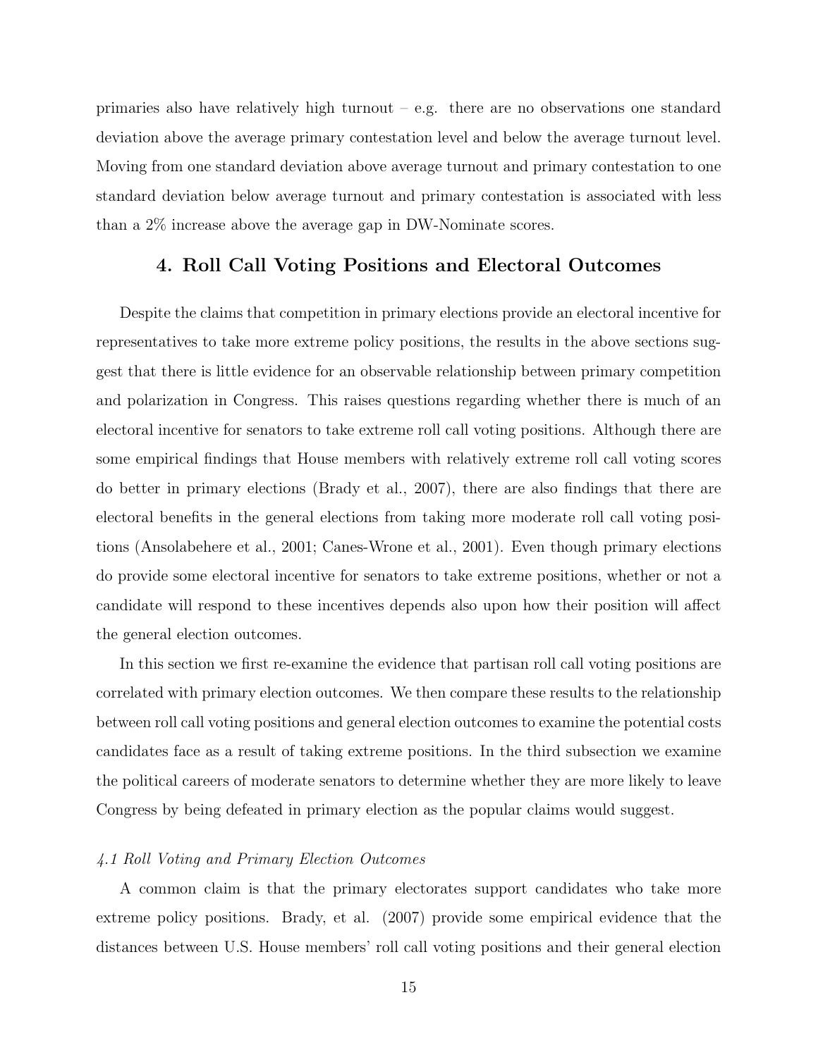primaries also have relatively high turnout – e.g. there are no observations one standard deviation above the average primary contestation level and below the average turnout level. Moving from one standard deviation above average turnout and primary contestation to one standard deviation below average turnout and primary contestation is associated with less than a 2% increase above the average gap in DW-Nominate scores.

## 4. Roll Call Voting Positions and Electoral Outcomes

Despite the claims that competition in primary elections provide an electoral incentive for representatives to take more extreme policy positions, the results in the above sections suggest that there is little evidence for an observable relationship between primary competition and polarization in Congress. This raises questions regarding whether there is much of an electoral incentive for senators to take extreme roll call voting positions. Although there are some empirical findings that House members with relatively extreme roll call voting scores do better in primary elections (Brady et al., 2007), there are also findings that there are electoral benefits in the general elections from taking more moderate roll call voting positions (Ansolabehere et al., 2001; Canes-Wrone et al., 2001). Even though primary elections do provide some electoral incentive for senators to take extreme positions, whether or not a candidate will respond to these incentives depends also upon how their position will affect the general election outcomes.

In this section we first re-examine the evidence that partisan roll call voting positions are correlated with primary election outcomes. We then compare these results to the relationship between roll call voting positions and general election outcomes to examine the potential costs candidates face as a result of taking extreme positions. In the third subsection we examine the political careers of moderate senators to determine whether they are more likely to leave Congress by being defeated in primary election as the popular claims would suggest.

### *4.1 Roll Voting and Primary Election Outcomes*

A common claim is that the primary electorates support candidates who take more extreme policy positions. Brady, et al. (2007) provide some empirical evidence that the distances between U.S. House members' roll call voting positions and their general election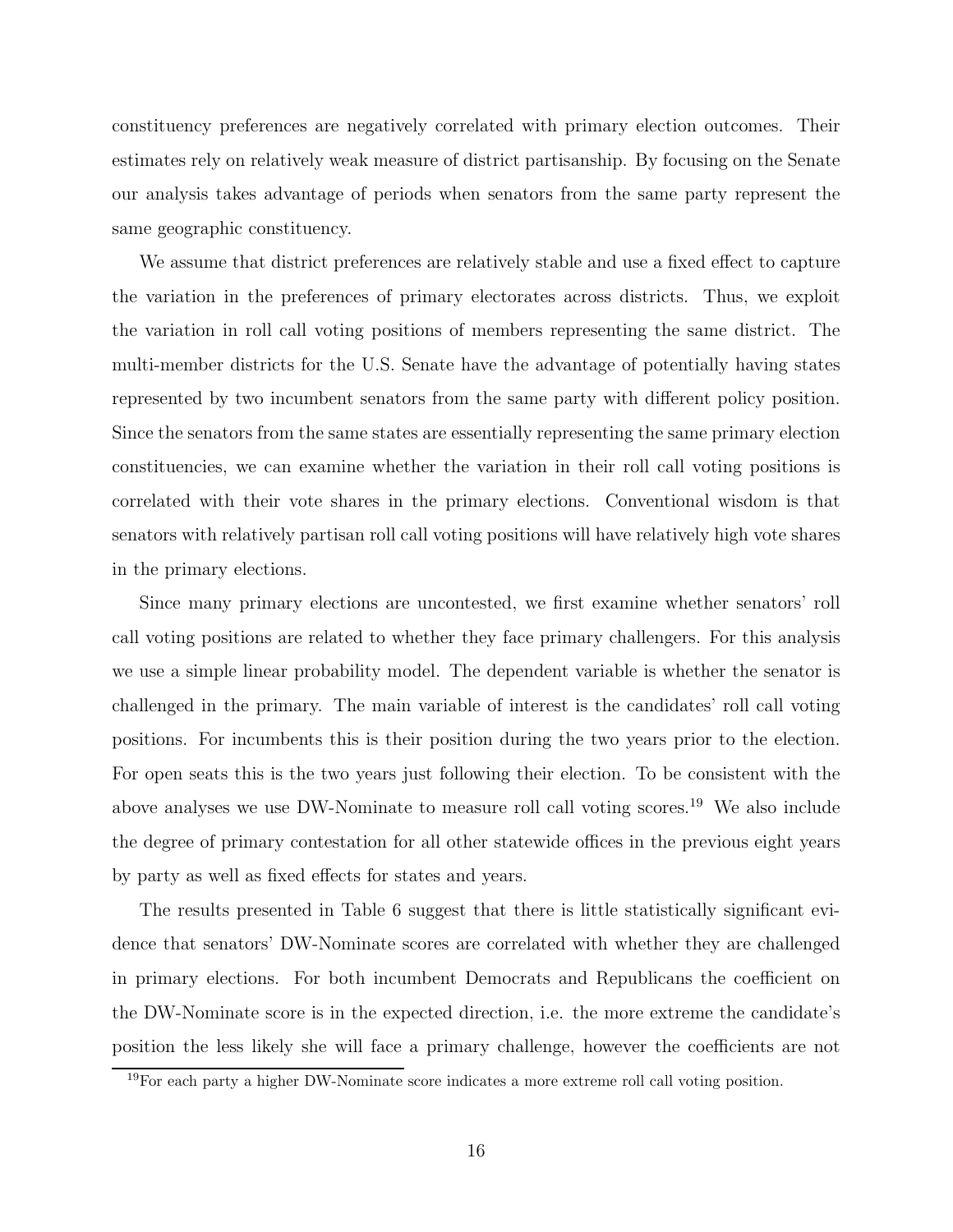constituency preferences are negatively correlated with primary election outcomes. Their estimates rely on relatively weak measure of district partisanship. By focusing on the Senate our analysis takes advantage of periods when senators from the same party represent the same geographic constituency.

We assume that district preferences are relatively stable and use a fixed effect to capture the variation in the preferences of primary electorates across districts. Thus, we exploit the variation in roll call voting positions of members representing the same district. The multi-member districts for the U.S. Senate have the advantage of potentially having states represented by two incumbent senators from the same party with different policy position. Since the senators from the same states are essentially representing the same primary election constituencies, we can examine whether the variation in their roll call voting positions is correlated with their vote shares in the primary elections. Conventional wisdom is that senators with relatively partisan roll call voting positions will have relatively high vote shares in the primary elections.

Since many primary elections are uncontested, we first examine whether senators' roll call voting positions are related to whether they face primary challengers. For this analysis we use a simple linear probability model. The dependent variable is whether the senator is challenged in the primary. The main variable of interest is the candidates' roll call voting positions. For incumbents this is their position during the two years prior to the election. For open seats this is the two years just following their election. To be consistent with the above analyses we use DW-Nominate to measure roll call voting scores.[19] We also include the degree of primary contestation for all other statewide offices in the previous eight years by party as well as fixed effects for states and years.

The results presented in Table 6 suggest that there is little statistically significant evidence that senators' DW-Nominate scores are correlated with whether they are challenged in primary elections. For both incumbent Democrats and Republicans the coefficient on the DW-Nominate score is in the expected direction, i.e. the more extreme the candidate's position the less likely she will face a primary challenge, however the coefficients are not

[19]For each party a higher DW-Nominate score indicates a more extreme roll call voting position.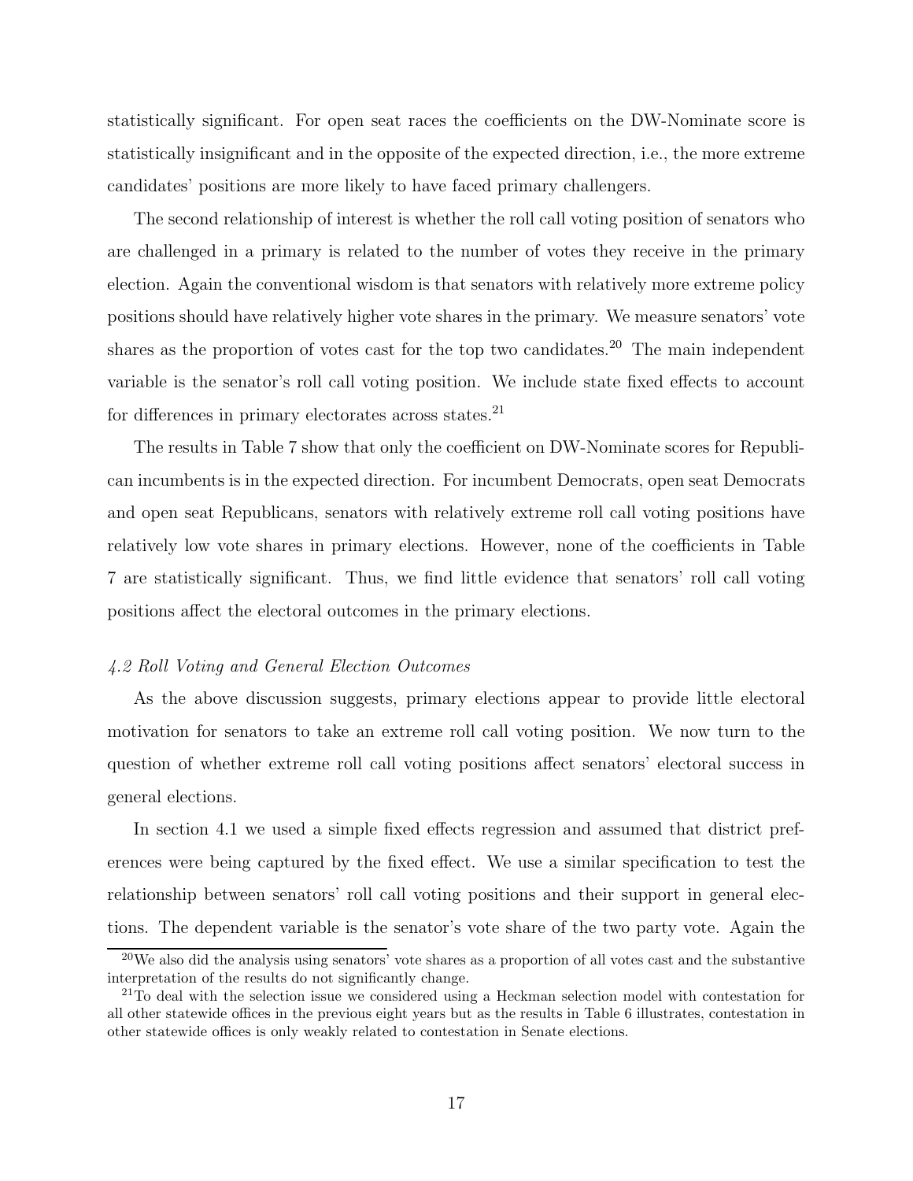statistically significant. For open seat races the coefficients on the DW-Nominate score is statistically insignificant and in the opposite of the expected direction, i.e., the more extreme candidates' positions are more likely to have faced primary challengers.

The second relationship of interest is whether the roll call voting position of senators who are challenged in a primary is related to the number of votes they receive in the primary election. Again the conventional wisdom is that senators with relatively more extreme policy positions should have relatively higher vote shares in the primary. We measure senators' vote shares as the proportion of votes cast for the top two candidates.[20] The main independent variable is the senator's roll call voting position. We include state fixed effects to account for differences in primary electorates across states.[21]

The results in Table 7 show that only the coefficient on DW-Nominate scores for Republican incumbents is in the expected direction. For incumbent Democrats, open seat Democrats and open seat Republicans, senators with relatively extreme roll call voting positions have relatively low vote shares in primary elections. However, none of the coefficients in Table 7 are statistically significant. Thus, we find little evidence that senators' roll call voting positions affect the electoral outcomes in the primary elections.

*4.2 Roll Voting and General Election Outcomes*

As the above discussion suggests, primary elections appear to provide little electoral motivation for senators to take an extreme roll call voting position. We now turn to the question of whether extreme roll call voting positions affect senators' electoral success in general elections.

In section 4.1 we used a simple fixed effects regression and assumed that district preferences were being captured by the fixed effect. We use a similar specification to test the relationship between senators' roll call voting positions and their support in general elections. The dependent variable is the senator's vote share of the two party vote. Again the

[20] We also did the analysis using senators' vote shares as a proportion of all votes cast and the substantive interpretation of the results do not significantly change.

[21] To deal with the selection issue we considered using a Heckman selection model with contestation for all other statewide offices in the previous eight years but as the results in Table 6 illustrates, contestation in other statewide offices is only weakly related to contestation in Senate elections.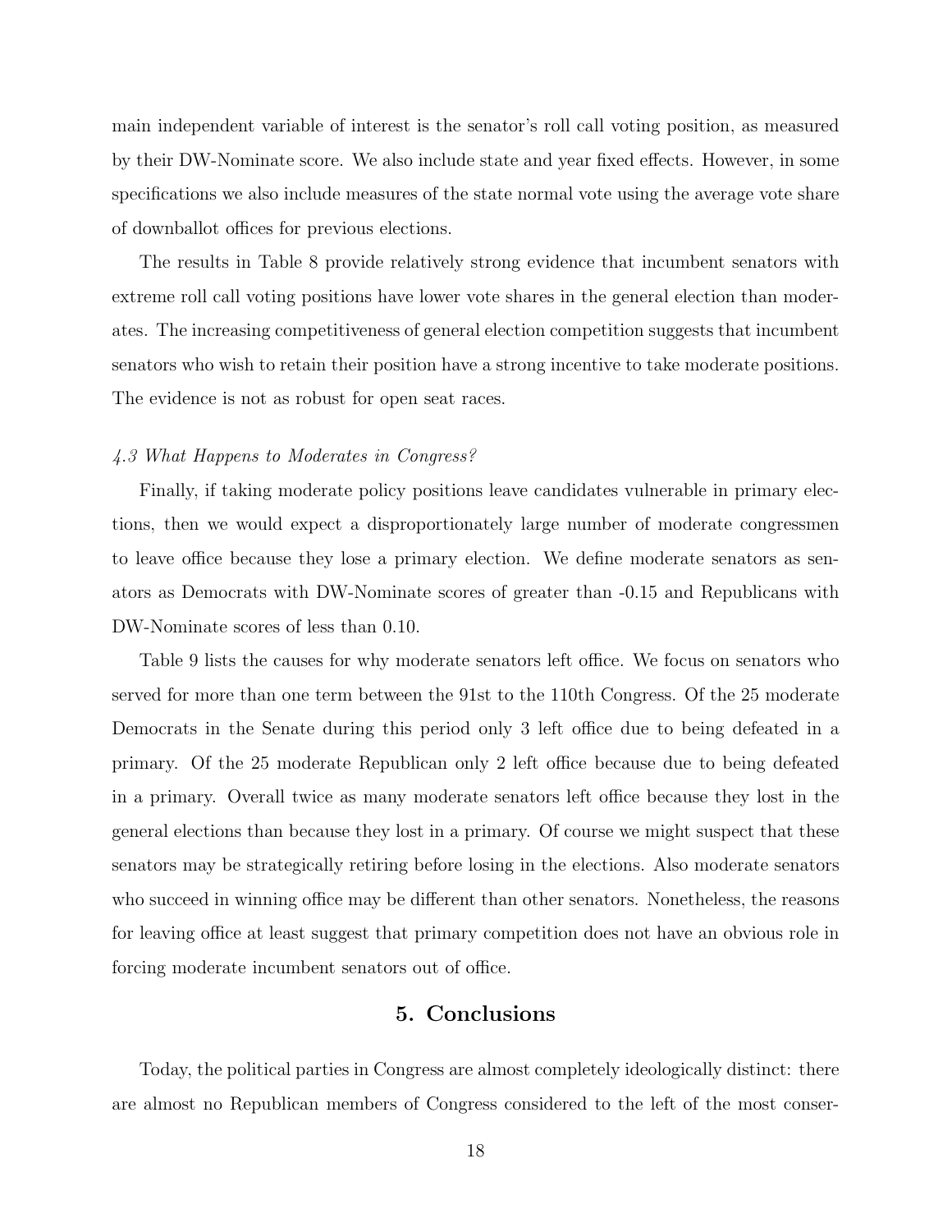main independent variable of interest is the senator's roll call voting position, as measured by their DW-Nominate score. We also include state and year fixed effects. However, in some specifications we also include measures of the state normal vote using the average vote share of downballot offices for previous elections.

The results in Table 8 provide relatively strong evidence that incumbent senators with extreme roll call voting positions have lower vote shares in the general election than moderates. The increasing competitiveness of general election competition suggests that incumbent senators who wish to retain their position have a strong incentive to take moderate positions. The evidence is not as robust for open seat races.

### *4.3 What Happens to Moderates in Congress?*

Finally, if taking moderate policy positions leave candidates vulnerable in primary elections, then we would expect a disproportionately large number of moderate congressmen to leave office because they lose a primary election. We define moderate senators as senators as Democrats with DW-Nominate scores of greater than -0.15 and Republicans with DW-Nominate scores of less than 0.10.

Table 9 lists the causes for why moderate senators left office. We focus on senators who served for more than one term between the 91st to the 110th Congress. Of the 25 moderate Democrats in the Senate during this period only 3 left office due to being defeated in a primary. Of the 25 moderate Republican only 2 left office because due to being defeated in a primary. Overall twice as many moderate senators left office because they lost in the general elections than because they lost in a primary. Of course we might suspect that these senators may be strategically retiring before losing in the elections. Also moderate senators who succeed in winning office may be different than other senators. Nonetheless, the reasons for leaving office at least suggest that primary competition does not have an obvious role in forcing moderate incumbent senators out of office.

## 5. Conclusions

Today, the political parties in Congress are almost completely ideologically distinct: there are almost no Republican members of Congress considered to the left of the most conser-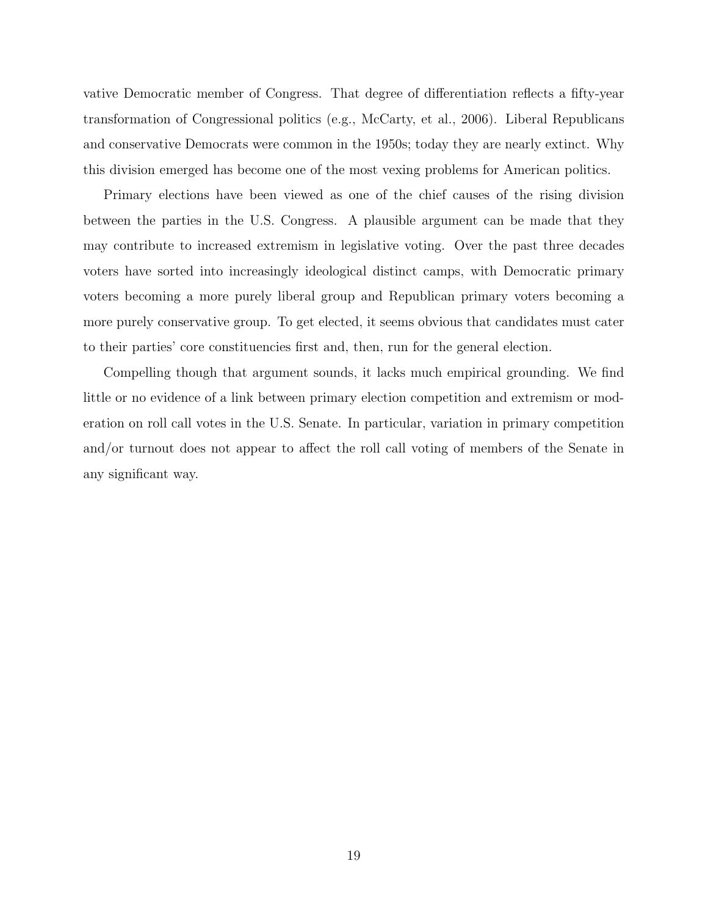vative Democratic member of Congress. That degree of differentiation reflects a fifty-year transformation of Congressional politics (e.g., McCarty, et al., 2006). Liberal Republicans and conservative Democrats were common in the 1950s; today they are nearly extinct. Why this division emerged has become one of the most vexing problems for American politics.

Primary elections have been viewed as one of the chief causes of the rising division between the parties in the U.S. Congress. A plausible argument can be made that they may contribute to increased extremism in legislative voting. Over the past three decades voters have sorted into increasingly ideological distinct camps, with Democratic primary voters becoming a more purely liberal group and Republican primary voters becoming a more purely conservative group. To get elected, it seems obvious that candidates must cater to their parties' core constituencies first and, then, run for the general election.

Compelling though that argument sounds, it lacks much empirical grounding. We find little or no evidence of a link between primary election competition and extremism or moderation on roll call votes in the U.S. Senate. In particular, variation in primary competition and/or turnout does not appear to affect the roll call voting of members of the Senate in any significant way.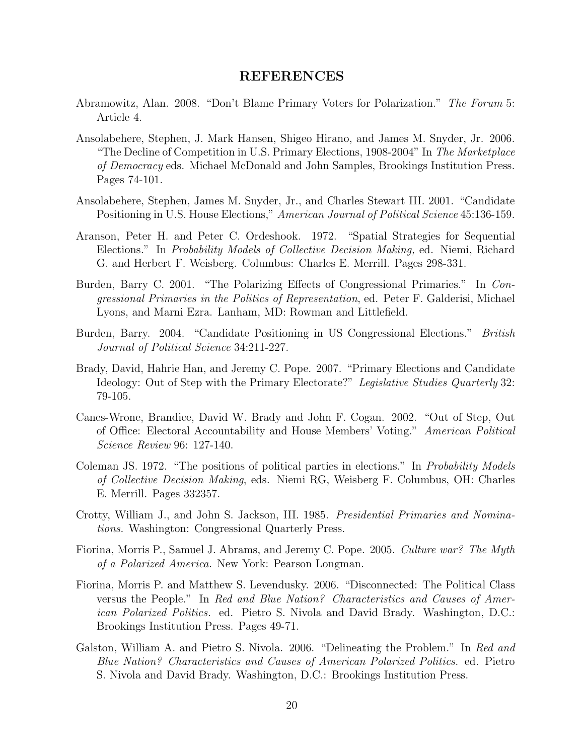## REFERENCES

Abramowitz, Alan. 2008. "Don't Blame Primary Voters for Polarization." *The Forum* 5: Article 4.

Ansolabehere, Stephen, J. Mark Hansen, Shigeo Hirano, and James M. Snyder, Jr. 2006. "The Decline of Competition in U.S. Primary Elections, 1908-2004" In *The Marketplace of Democracy* eds. Michael McDonald and John Samples, Brookings Institution Press. Pages 74-101.

Ansolabehere, Stephen, James M. Snyder, Jr., and Charles Stewart III. 2001. "Candidate Positioning in U.S. House Elections," *American Journal of Political Science* 45:136-159.

Aranson, Peter H. and Peter C. Ordeshook. 1972. "Spatial Strategies for Sequential Elections." In *Probability Models of Collective Decision Making,* ed. Niemi, Richard G. and Herbert F. Weisberg. Columbus: Charles E. Merrill. Pages 298-331.

Burden, Barry C. 2001. "The Polarizing Effects of Congressional Primaries." In *Congressional Primaries in the Politics of Representation*, ed. Peter F. Galderisi, Michael Lyons, and Marni Ezra. Lanham, MD: Rowman and Littlefield.

Burden, Barry. 2004. "Candidate Positioning in US Congressional Elections." *British Journal of Political Science* 34:211-227.

Brady, David, Hahrie Han, and Jeremy C. Pope. 2007. "Primary Elections and Candidate Ideology: Out of Step with the Primary Electorate?" *Legislative Studies Quarterly* 32: 79-105.

Canes-Wrone, Brandice, David W. Brady and John F. Cogan. 2002. "Out of Step, Out of Office: Electoral Accountability and House Members' Voting." *American Political Science Review* 96: 127-140.

Coleman JS. 1972. "The positions of political parties in elections." In *Probability Models of Collective Decision Making*, eds. Niemi RG, Weisberg F. Columbus, OH: Charles E. Merrill. Pages 332357.

Crotty, William J., and John S. Jackson, III. 1985. *Presidential Primaries and Nominations.* Washington: Congressional Quarterly Press.

Fiorina, Morris P., Samuel J. Abrams, and Jeremy C. Pope. 2005. *Culture war? The Myth of a Polarized America.* New York: Pearson Longman.

Fiorina, Morris P. and Matthew S. Levendusky. 2006. "Disconnected: The Political Class versus the People." In *Red and Blue Nation? Characteristics and Causes of American Polarized Politics.* ed. Pietro S. Nivola and David Brady. Washington, D.C.: Brookings Institution Press. Pages 49-71.

Galston, William A. and Pietro S. Nivola. 2006. "Delineating the Problem." In *Red and Blue Nation? Characteristics and Causes of American Polarized Politics.* ed. Pietro S. Nivola and David Brady. Washington, D.C.: Brookings Institution Press.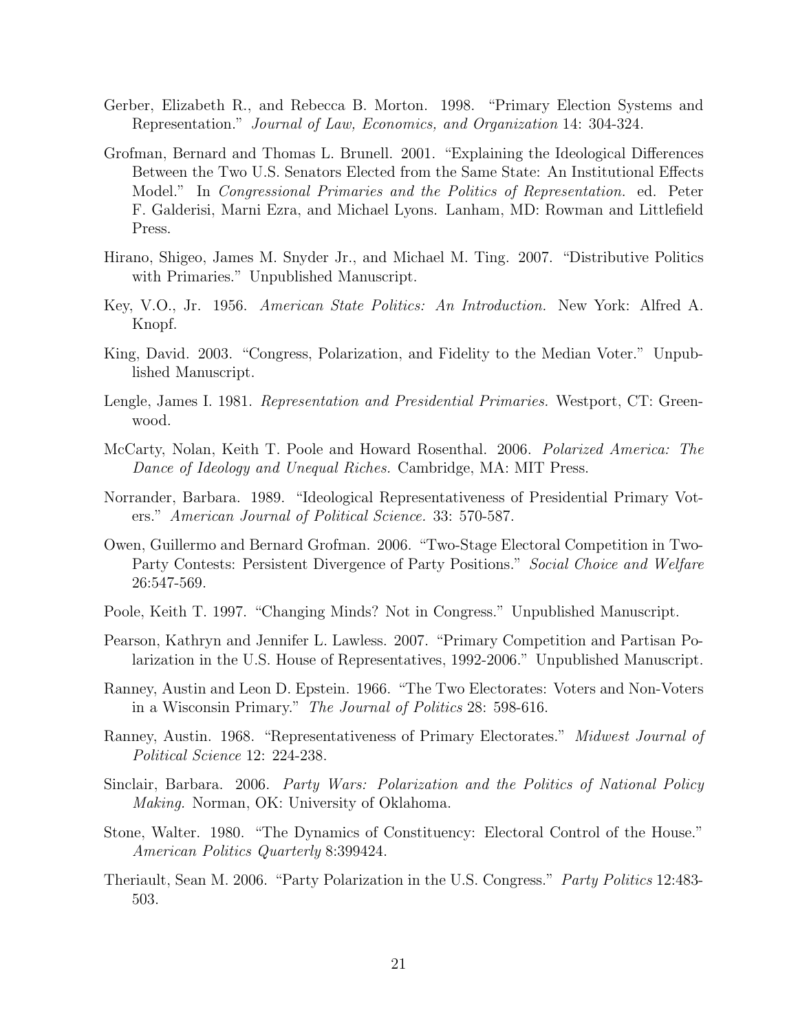Gerber, Elizabeth R., and Rebecca B. Morton. 1998. "Primary Election Systems and Representation." *Journal of Law, Economics, and Organization* 14: 304-324.

Grofman, Bernard and Thomas L. Brunell. 2001. "Explaining the Ideological Differences Between the Two U.S. Senators Elected from the Same State: An Institutional Effects Model." In *Congressional Primaries and the Politics of Representation.* ed. Peter F. Galderisi, Marni Ezra, and Michael Lyons. Lanham, MD: Rowman and Littlefield Press.

Hirano, Shigeo, James M. Snyder Jr., and Michael M. Ting. 2007. "Distributive Politics with Primaries." Unpublished Manuscript.

Key, V.O., Jr. 1956. *American State Politics: An Introduction.* New York: Alfred A. Knopf.

King, David. 2003. "Congress, Polarization, and Fidelity to the Median Voter." Unpublished Manuscript.

Lengle, James I. 1981. *Representation and Presidential Primaries.* Westport, CT: Greenwood.

McCarty, Nolan, Keith T. Poole and Howard Rosenthal. 2006. *Polarized America: The Dance of Ideology and Unequal Riches.* Cambridge, MA: MIT Press.

Norrander, Barbara. 1989. "Ideological Representativeness of Presidential Primary Voters." *American Journal of Political Science.* 33: 570-587.

Owen, Guillermo and Bernard Grofman. 2006. "Two-Stage Electoral Competition in Two-Party Contests: Persistent Divergence of Party Positions." *Social Choice and Welfare* 26:547-569.

Poole, Keith T. 1997. "Changing Minds? Not in Congress." Unpublished Manuscript.

Pearson, Kathryn and Jennifer L. Lawless. 2007. "Primary Competition and Partisan Polarization in the U.S. House of Representatives, 1992-2006." Unpublished Manuscript.

Ranney, Austin and Leon D. Epstein. 1966. "The Two Electorates: Voters and Non-Voters in a Wisconsin Primary." *The Journal of Politics* 28: 598-616.

Ranney, Austin. 1968. "Representativeness of Primary Electorates." *Midwest Journal of Political Science* 12: 224-238.

Sinclair, Barbara. 2006. *Party Wars: Polarization and the Politics of National Policy Making.* Norman, OK: University of Oklahoma.

Stone, Walter. 1980. "The Dynamics of Constituency: Electoral Control of the House." *American Politics Quarterly* 8:399424.

Theriault, Sean M. 2006. "Party Polarization in the U.S. Congress." *Party Politics* 12:483-503.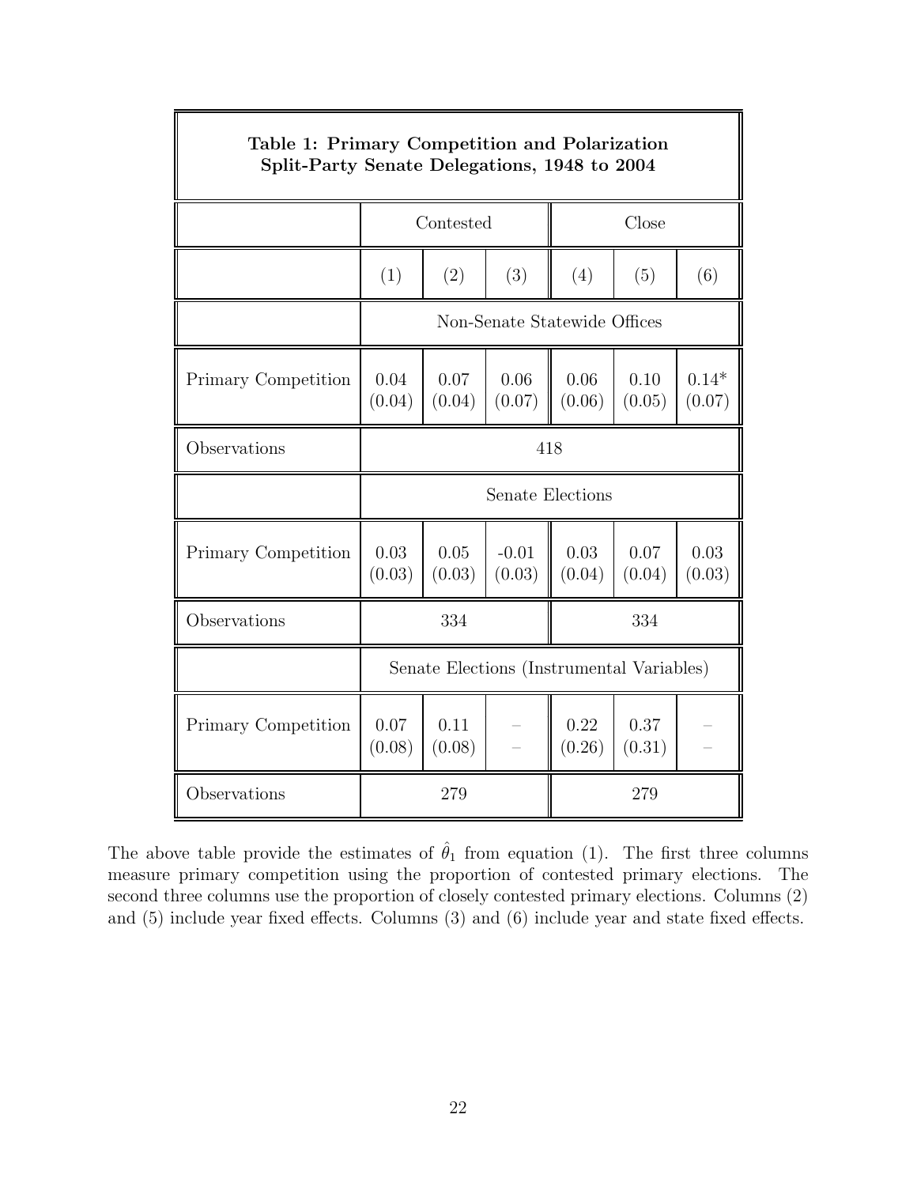**Table 1: Primary Competition and Polarization**
**Split-Party Senate Delegations, 1948 to 2004**

| | Contested | | | Close | | |
|---|---|---|---|---|---|---|
| | (1) | (2) | (3) | (4) | (5) | (6) |
| | Non-Senate Statewide Offices | | | | | |
| Primary Competition | 0.04 (0.04) | 0.07 (0.04) | 0.06 (0.07) | 0.06 (0.06) | 0.10 (0.05) | 0.14* (0.07) |
| Observations | 418 | | | | | |
| | Senate Elections | | | | | |
| Primary Competition | 0.03 (0.03) | 0.05 (0.03) | -0.01 (0.03) | 0.03 (0.04) | 0.07 (0.04) | 0.03 (0.03) |
| Observations | 334 | | | 334 | | |
| | Senate Elections (Instrumental Variables) | | | | | |
| Primary Competition | 0.07 (0.08) | 0.11 (0.08) | – – | 0.22 (0.26) | 0.37 (0.31) | – – |
| Observations | 279 | | | 279 | | |

The above table provide the estimates of $\hat{\theta}_1$ from equation (1). The first three columns measure primary competition using the proportion of contested primary elections. The second three columns use the proportion of closely contested primary elections. Columns (2) and (5) include year fixed effects. Columns (3) and (6) include year and state fixed effects.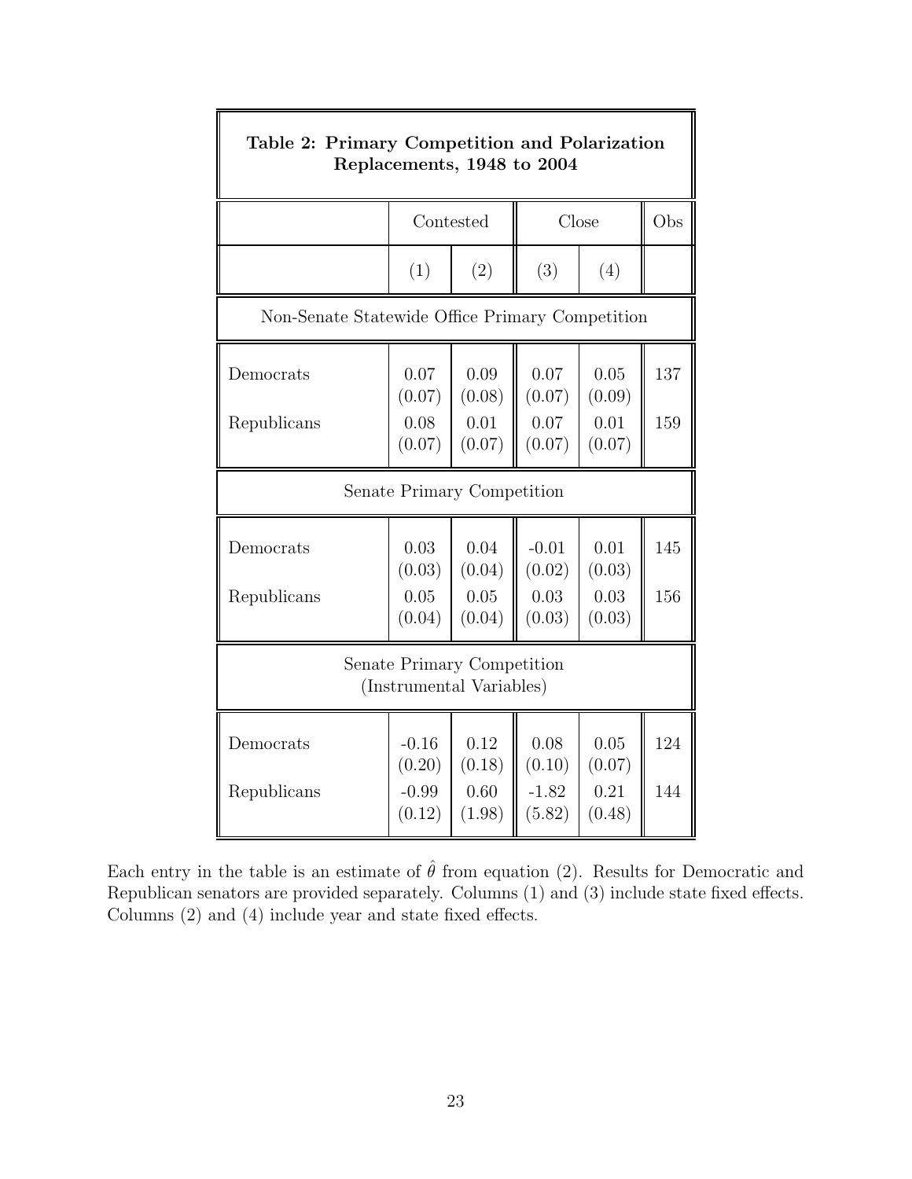**Table 2: Primary Competition and Polarization Replacements, 1948 to 2004**

| | Contested | | Close | | Obs |
|---|---|---|---|---|---|
| | (1) | (2) | (3) | (4) | |
| **Non-Senate Statewide Office Primary Competition** | | | | | |
| Democrats | 0.07 (0.07) | 0.09 (0.08) | 0.07 (0.07) | 0.05 (0.09) | 137 |
| Republicans | 0.08 (0.07) | 0.01 (0.07) | 0.07 (0.07) | 0.01 (0.07) | 159 |
| **Senate Primary Competition** | | | | | |
| Democrats | 0.03 (0.03) | 0.04 (0.04) | -0.01 (0.02) | 0.01 (0.03) | 145 |
| Republicans | 0.05 (0.04) | 0.05 (0.04) | 0.03 (0.03) | 0.03 (0.03) | 156 |
| **Senate Primary Competition (Instrumental Variables)** | | | | | |
| Democrats | -0.16 (0.20) | 0.12 (0.18) | 0.08 (0.10) | 0.05 (0.07) | 124 |
| Republicans | -0.99 (0.12) | 0.60 (1.98) | -1.82 (5.82) | 0.21 (0.48) | 144 |

Each entry in the table is an estimate of $\hat{\theta}$ from equation (2). Results for Democratic and Republican senators are provided separately. Columns (1) and (3) include state fixed effects. Columns (2) and (4) include year and state fixed effects.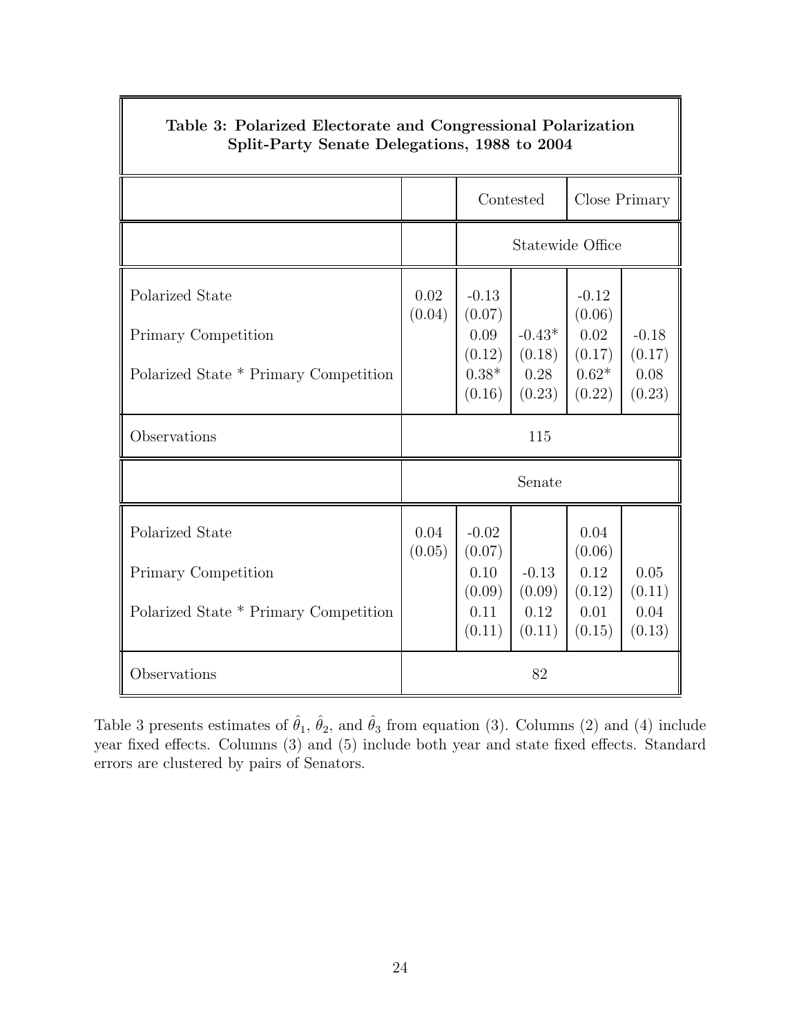**Table 3: Polarized Electorate and Congressional Polarization Split-Party Senate Delegations, 1988 to 2004**

| | | Contested | | Close Primary | |
|---|---|---|---|---|---|
| | | Statewide Office | | | |
| Polarized State | 0.02 | -0.13 | | -0.12 | |
| | (0.04) | (0.07) | | (0.06) | |
| Primary Competition | | 0.09 | -0.43* | 0.02 | -0.18 |
| | | (0.12) | (0.18) | (0.17) | (0.17) |
| Polarized State * Primary Competition | | 0.38* | 0.28 | 0.62* | 0.08 |
| | | (0.16) | (0.23) | (0.22) | (0.23) |
| Observations | 115 | | | | |
| | | Senate | | | |
| Polarized State | 0.04 | -0.02 | | 0.04 | |
| | (0.05) | (0.07) | | (0.06) | |
| Primary Competition | | 0.10 | -0.13 | 0.12 | 0.05 |
| | | (0.09) | (0.09) | (0.12) | (0.11) |
| Polarized State * Primary Competition | | 0.11 | 0.12 | 0.01 | 0.04 |
| | | (0.11) | (0.11) | (0.15) | (0.13) |
| Observations | 82 | | | | |

Table 3 presents estimates of $\hat{\theta}_1$, $\hat{\theta}_2$, and $\hat{\theta}_3$ from equation (3). Columns (2) and (4) include year fixed effects. Columns (3) and (5) include both year and state fixed effects. Standard errors are clustered by pairs of Senators.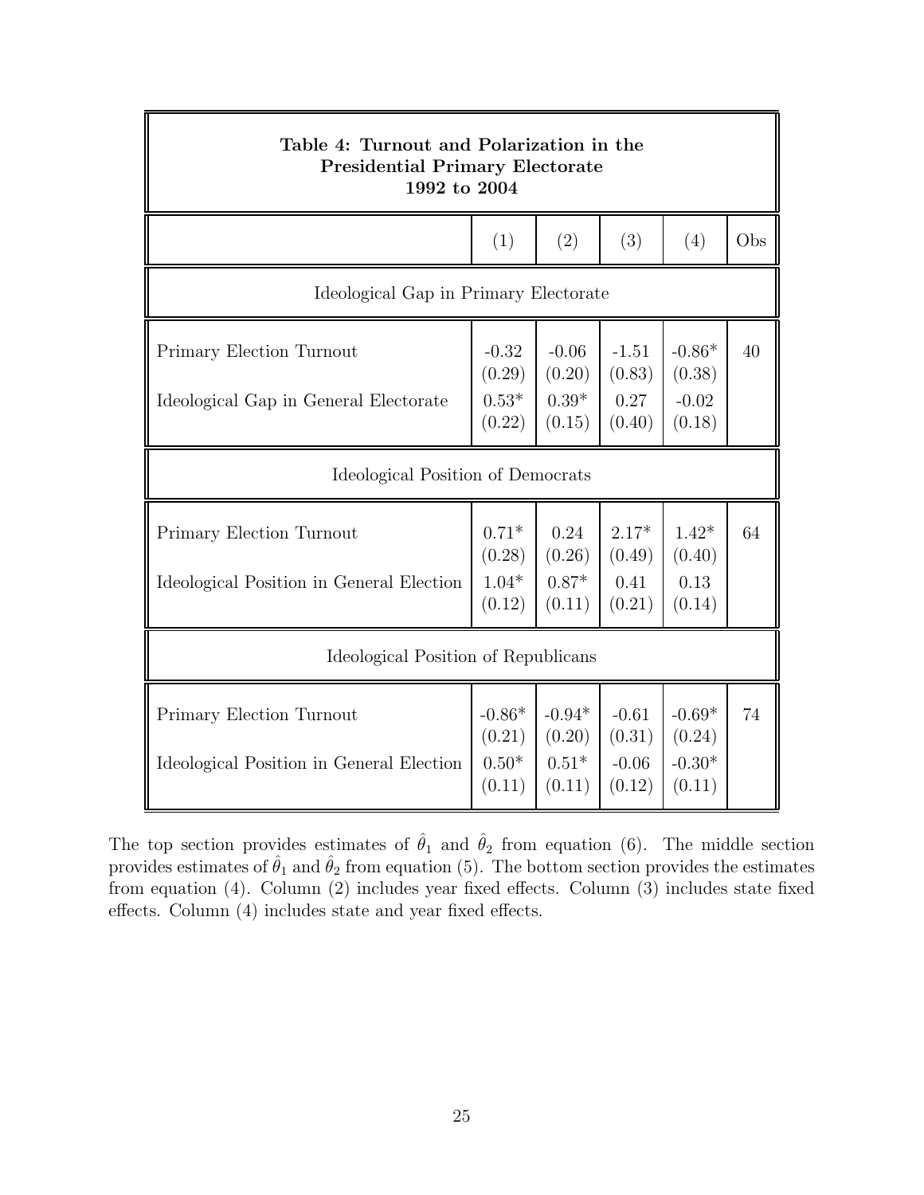**Table 4: Turnout and Polarization in the Presidential Primary Electorate 1992 to 2004**

| | (1) | (2) | (3) | (4) | Obs |
|---|---|---|---|---|---|
| **Ideological Gap in Primary Electorate** | | | | | |
| Primary Election Turnout | -0.32 | -0.06 | -1.51 | -0.86* | 40 |
| | (0.29) | (0.20) | (0.83) | (0.38) | |
| Ideological Gap in General Electorate | 0.53* | 0.39* | 0.27 | -0.02 | |
| | (0.22) | (0.15) | (0.40) | (0.18) | |
| **Ideological Position of Democrats** | | | | | |
| Primary Election Turnout | 0.71* | 0.24 | 2.17* | 1.42* | 64 |
| | (0.28) | (0.26) | (0.49) | (0.40) | |
| Ideological Position in General Election | 1.04* | 0.87* | 0.41 | 0.13 | |
| | (0.12) | (0.11) | (0.21) | (0.14) | |
| **Ideological Position of Republicans** | | | | | |
| Primary Election Turnout | -0.86* | -0.94* | -0.61 | -0.69* | 74 |
| | (0.21) | (0.20) | (0.31) | (0.24) | |
| Ideological Position in General Election | 0.50* | 0.51* | -0.06 | -0.30* | |
| | (0.11) | (0.11) | (0.12) | (0.11) | |

The top section provides estimates of $\hat{\theta}_1$ and $\hat{\theta}_2$ from equation (6). The middle section provides estimates of $\hat{\theta}_1$ and $\hat{\theta}_2$ from equation (5). The bottom section provides the estimates from equation (4). Column (2) includes year fixed effects. Column (3) includes state fixed effects. Column (4) includes state and year fixed effects.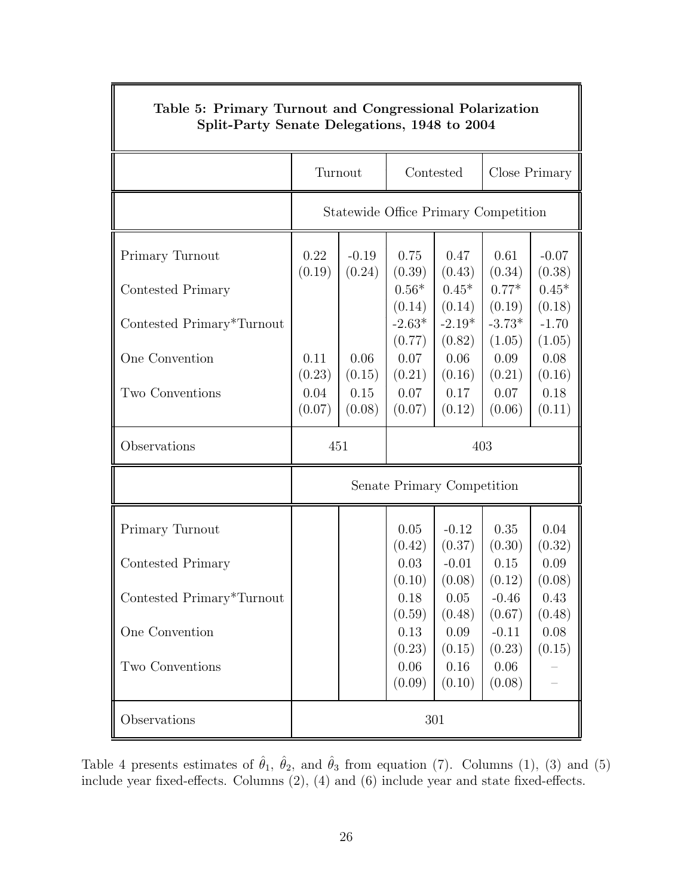**Table 5: Primary Turnout and Congressional Polarization**
**Split-Party Senate Delegations, 1948 to 2004**

| | Turnout | | Contested | | Close Primary | |
|---|---|---|---|---|---|---|
| | **Statewide Office Primary Competition** | | | | | |
| Primary Turnout | 0.22 | -0.19 | 0.75 | 0.47 | 0.61 | -0.07 |
| | (0.19) | (0.24) | (0.39) | (0.43) | (0.34) | (0.38) |
| Contested Primary | | | 0.56* | 0.45* | 0.77* | 0.45* |
| | | | (0.14) | (0.14) | (0.19) | (0.18) |
| Contested Primary*Turnout | | | -2.63* | -2.19* | -3.73* | -1.70 |
| | | | (0.77) | (0.82) | (1.05) | (1.05) |
| One Convention | 0.11 | 0.06 | 0.07 | 0.06 | 0.09 | 0.08 |
| | (0.23) | (0.15) | (0.21) | (0.16) | (0.21) | (0.16) |
| Two Conventions | 0.04 | 0.15 | 0.07 | 0.17 | 0.07 | 0.18 |
| | (0.07) | (0.08) | (0.07) | (0.12) | (0.06) | (0.11) |
| Observations | 451 | | 403 | | | |
| | **Senate Primary Competition** | | | | | |
| Primary Turnout | | | 0.05 | -0.12 | 0.35 | 0.04 |
| | | | (0.42) | (0.37) | (0.30) | (0.32) |
| Contested Primary | | | 0.03 | -0.01 | 0.15 | 0.09 |
| | | | (0.10) | (0.08) | (0.12) | (0.08) |
| Contested Primary*Turnout | | | 0.18 | 0.05 | -0.46 | 0.43 |
| | | | (0.59) | (0.48) | (0.67) | (0.48) |
| One Convention | | | 0.13 | 0.09 | -0.11 | 0.08 |
| | | | (0.23) | (0.15) | (0.23) | (0.15) |
| Two Conventions | | | 0.06 | 0.16 | 0.06 | – |
| | | | (0.09) | (0.10) | (0.08) | – |
| Observations | 301 | | | | | |

Table 4 presents estimates of $\hat{\theta}_1$, $\hat{\theta}_2$, and $\hat{\theta}_3$ from equation (7). Columns (1), (3) and (5) include year fixed-effects. Columns (2), (4) and (6) include year and state fixed-effects.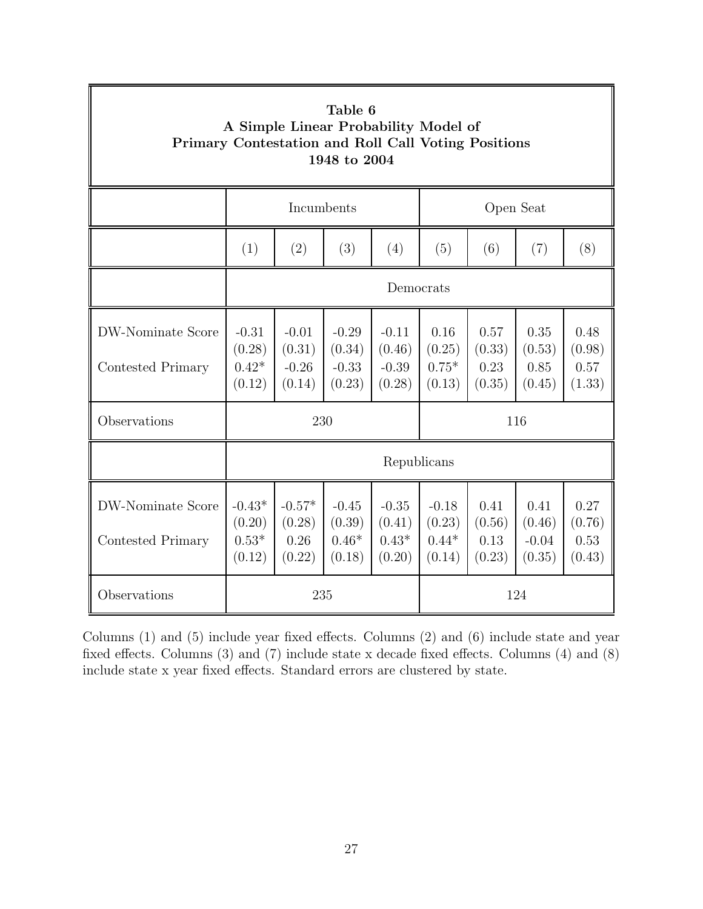**Table 6**
**A Simple Linear Probability Model of Primary Contestation and Roll Call Voting Positions 1948 to 2004**

| | Incumbents | | | | Open Seat | | | |
|---|---|---|---|---|---|---|---|---|
| | (1) | (2) | (3) | (4) | (5) | (6) | (7) | (8) |
| | Democrats | | | | | | | |
| DW-Nominate Score | -0.31 | -0.01 | -0.29 | -0.11 | 0.16 | 0.57 | 0.35 | 0.48 |
| | (0.28) | (0.31) | (0.34) | (0.46) | (0.25) | (0.33) | (0.53) | (0.98) |
| Contested Primary | 0.42* | -0.26 | -0.33 | -0.39 | 0.75* | 0.23 | 0.85 | 0.57 |
| | (0.12) | (0.14) | (0.23) | (0.28) | (0.13) | (0.35) | (0.45) | (1.33) |
| Observations | 230 | | | | 116 | | | |
| | Republicans | | | | | | | |
| DW-Nominate Score | -0.43* | -0.57* | -0.45 | -0.35 | -0.18 | 0.41 | 0.41 | 0.27 |
| | (0.20) | (0.28) | (0.39) | (0.41) | (0.23) | (0.56) | (0.46) | (0.76) |
| Contested Primary | 0.53* | 0.26 | 0.46* | 0.43* | 0.44* | 0.13 | -0.04 | 0.53 |
| | (0.12) | (0.22) | (0.18) | (0.20) | (0.14) | (0.23) | (0.35) | (0.43) |
| Observations | 235 | | | | 124 | | | |

Columns (1) and (5) include year fixed effects. Columns (2) and (6) include state and year fixed effects. Columns (3) and (7) include state x decade fixed effects. Columns (4) and (8) include state x year fixed effects. Standard errors are clustered by state.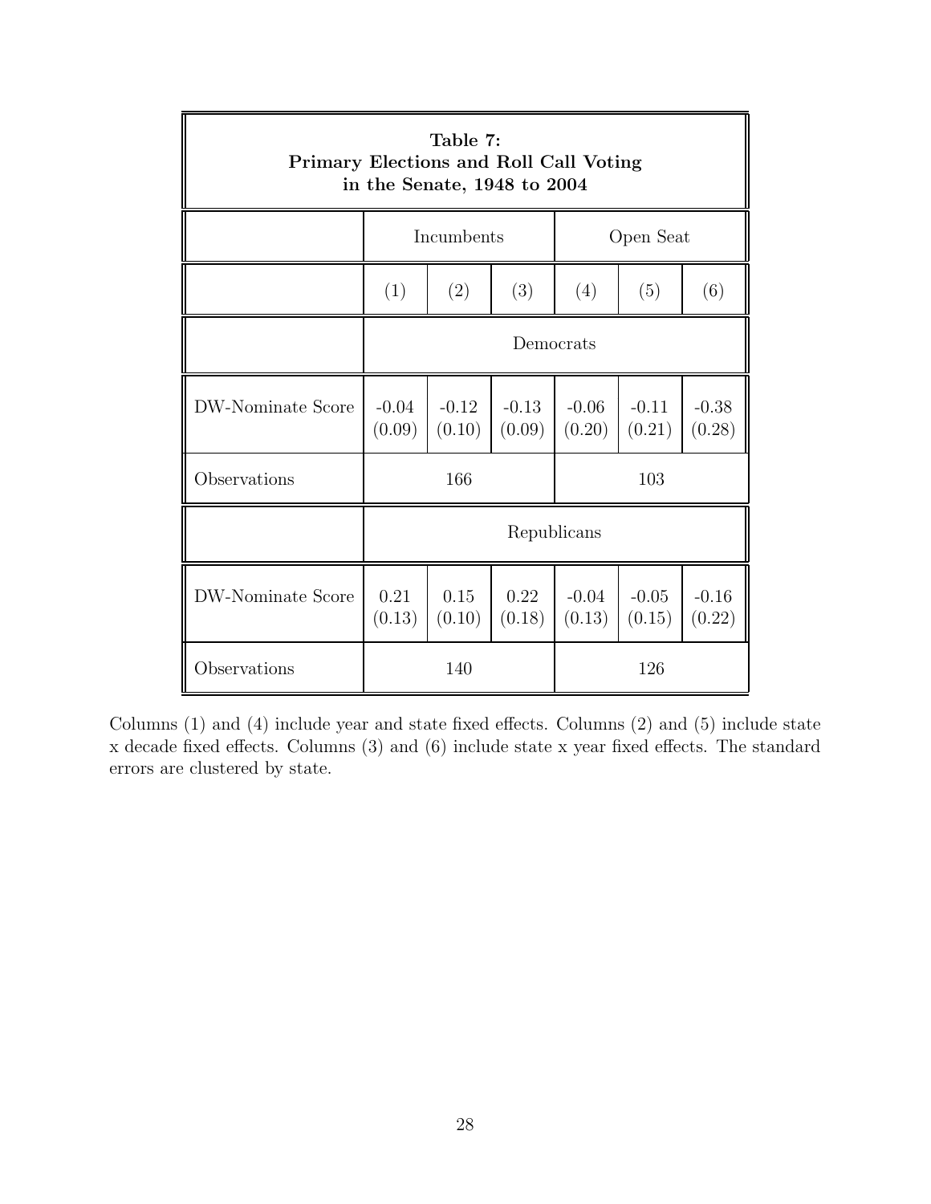**Table 7:**
**Primary Elections and Roll Call Voting in the Senate, 1948 to 2004**

| | Incumbents | | | Open Seat | | |
|---|---|---|---|---|---|---|
| | (1) | (2) | (3) | (4) | (5) | (6) |
| | Democrats | | | | | |
| DW-Nominate Score | -0.04 (0.09) | -0.12 (0.10) | -0.13 (0.09) | -0.06 (0.20) | -0.11 (0.21) | -0.38 (0.28) |
| Observations | 166 | | | 103 | | |
| | Republicans | | | | | |
| DW-Nominate Score | 0.21 (0.13) | 0.15 (0.10) | 0.22 (0.18) | -0.04 (0.13) | -0.05 (0.15) | -0.16 (0.22) |
| Observations | 140 | | | 126 | | |

Columns (1) and (4) include year and state fixed effects. Columns (2) and (5) include state x decade fixed effects. Columns (3) and (6) include state x year fixed effects. The standard errors are clustered by state.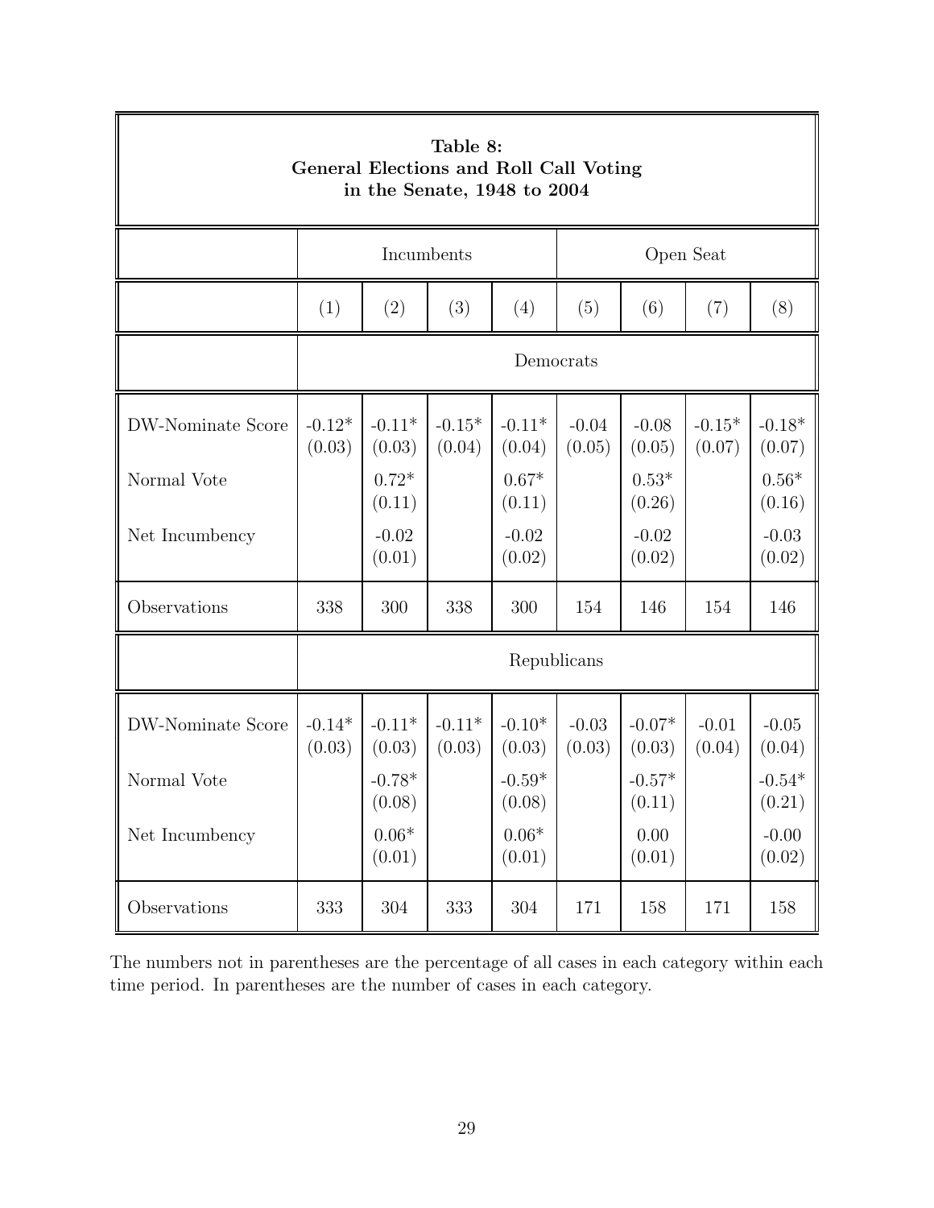**Table 8: General Elections and Roll Call Voting in the Senate, 1948 to 2004**

| | Incumbents | | | | Open Seat | | | |
|---|---|---|---|---|---|---|---|---|
| | (1) | (2) | (3) | (4) | (5) | (6) | (7) | (8) |
| | **Democrats** | | | | | | | |
| DW-Nominate Score | -0.12* (0.03) | -0.11* (0.03) | -0.15* (0.04) | -0.11* (0.04) | -0.04 (0.05) | -0.08 (0.05) | -0.15* (0.07) | -0.18* (0.07) |
| Normal Vote | | 0.72* (0.11) | | 0.67* (0.11) | | 0.53* (0.26) | | 0.56* (0.16) |
| Net Incumbency | | -0.02 (0.01) | | -0.02 (0.02) | | -0.02 (0.02) | | -0.03 (0.02) |
| Observations | 338 | 300 | 338 | 300 | 154 | 146 | 154 | 146 |
| | **Republicans** | | | | | | | |
| DW-Nominate Score | -0.14* (0.03) | -0.11* (0.03) | -0.11* (0.03) | -0.10* (0.03) | -0.03 (0.03) | -0.07* (0.03) | -0.01 (0.04) | -0.05 (0.04) |
| Normal Vote | | -0.78* (0.08) | | -0.59* (0.08) | | -0.57* (0.11) | | -0.54* (0.21) |
| Net Incumbency | | 0.06* (0.01) | | 0.06* (0.01) | | 0.00 (0.01) | | -0.00 (0.02) |
| Observations | 333 | 304 | 333 | 304 | 171 | 158 | 171 | 158 |

The numbers not in parentheses are the percentage of all cases in each category within each time period. In parentheses are the number of cases in each category.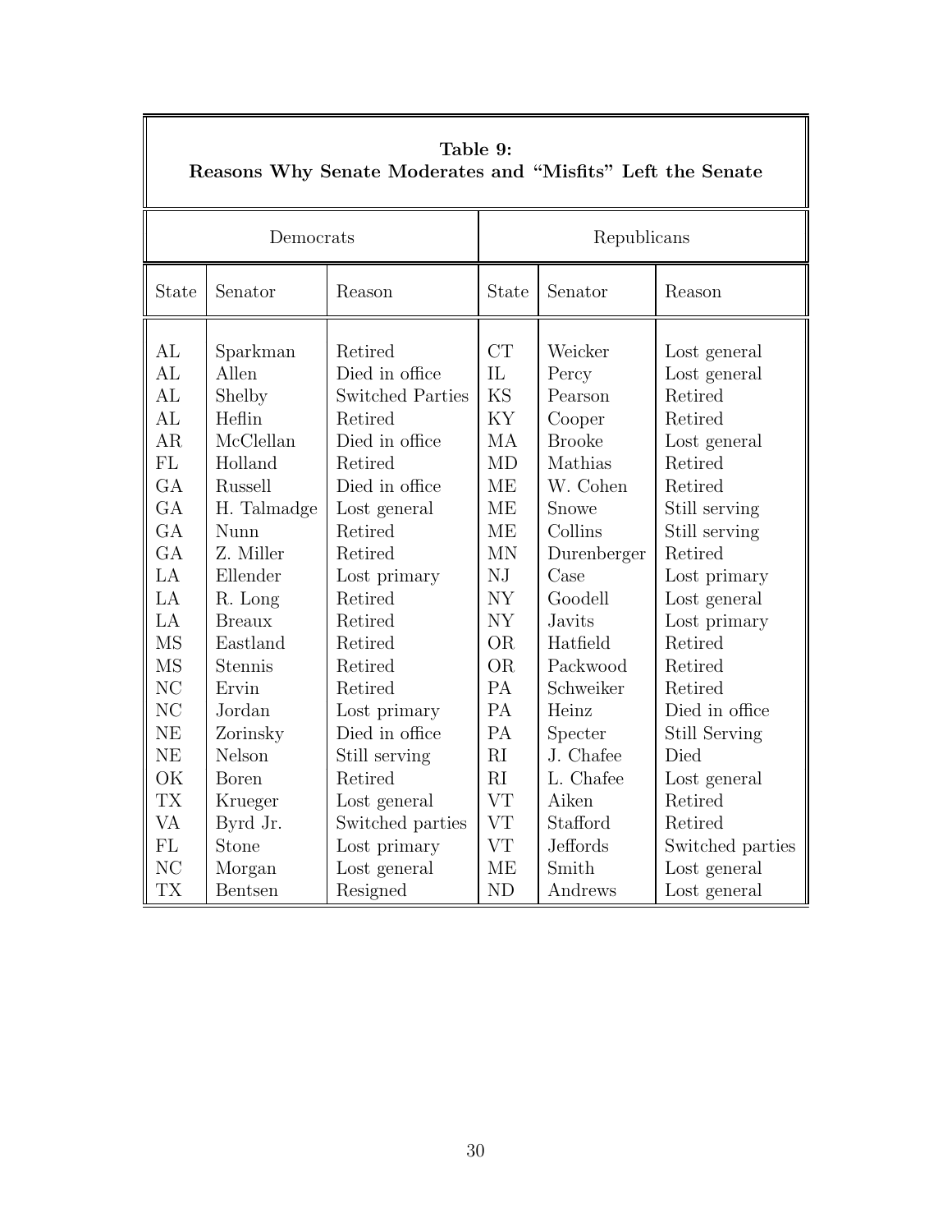**Table 9:**
**Reasons Why Senate Moderates and "Misfits" Left the Senate**

| Democrats | | | Republicans | | |
|---|---|---|---|---|---|
| State | Senator | Reason | State | Senator | Reason |
| AL | Sparkman | Retired | CT | Weicker | Lost general |
| AL | Allen | Died in office | IL | Percy | Lost general |
| AL | Shelby | Switched Parties | KS | Pearson | Retired |
| AL | Heflin | Retired | KY | Cooper | Retired |
| AR | McClellan | Died in office | MA | Brooke | Lost general |
| FL | Holland | Retired | MD | Mathias | Retired |
| GA | Russell | Died in office | ME | W. Cohen | Retired |
| GA | H. Talmadge | Lost general | ME | Snowe | Still serving |
| GA | Nunn | Retired | ME | Collins | Still serving |
| GA | Z. Miller | Retired | MN | Durenberger | Retired |
| LA | Ellender | Lost primary | NJ | Case | Lost primary |
| LA | R. Long | Retired | NY | Goodell | Lost general |
| LA | Breaux | Retired | NY | Javits | Lost primary |
| MS | Eastland | Retired | OR | Hatfield | Retired |
| MS | Stennis | Retired | OR | Packwood | Retired |
| NC | Ervin | Retired | PA | Schweiker | Retired |
| NC | Jordan | Lost primary | PA | Heinz | Died in office |
| NE | Zorinsky | Died in office | PA | Specter | Still Serving |
| NE | Nelson | Still serving | RI | J. Chafee | Died |
| OK | Boren | Retired | RI | L. Chafee | Lost general |
| TX | Krueger | Lost general | VT | Aiken | Retired |
| VA | Byrd Jr. | Switched parties | VT | Stafford | Retired |
| FL | Stone | Lost primary | VT | Jeffords | Switched parties |
| NC | Morgan | Lost general | ME | Smith | Lost general |
| TX | Bentsen | Resigned | ND | Andrews | Lost general |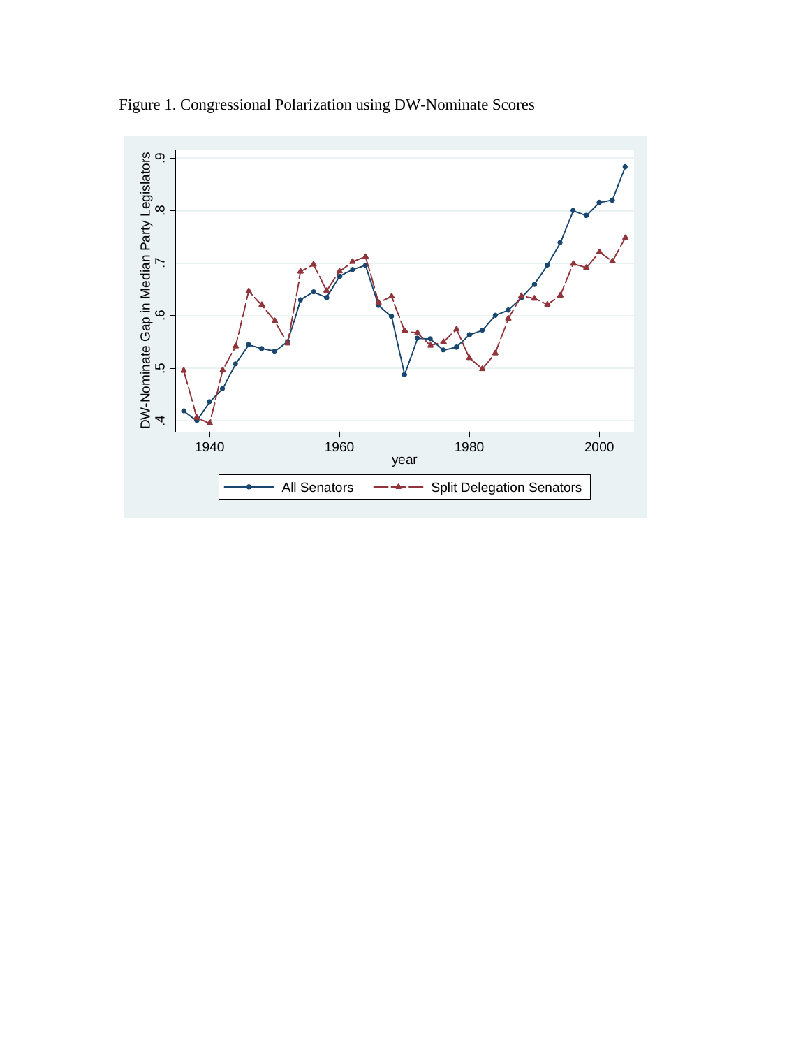Figure 1. Congressional Polarization using DW-Nominate Scores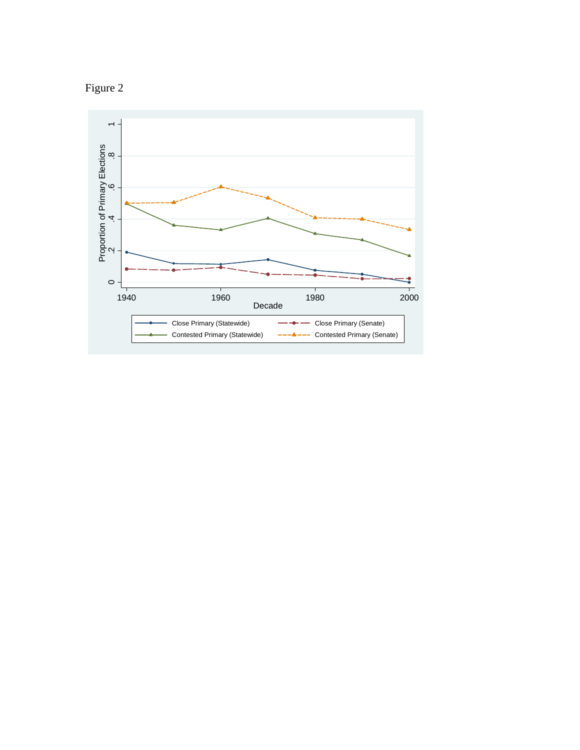Figure 2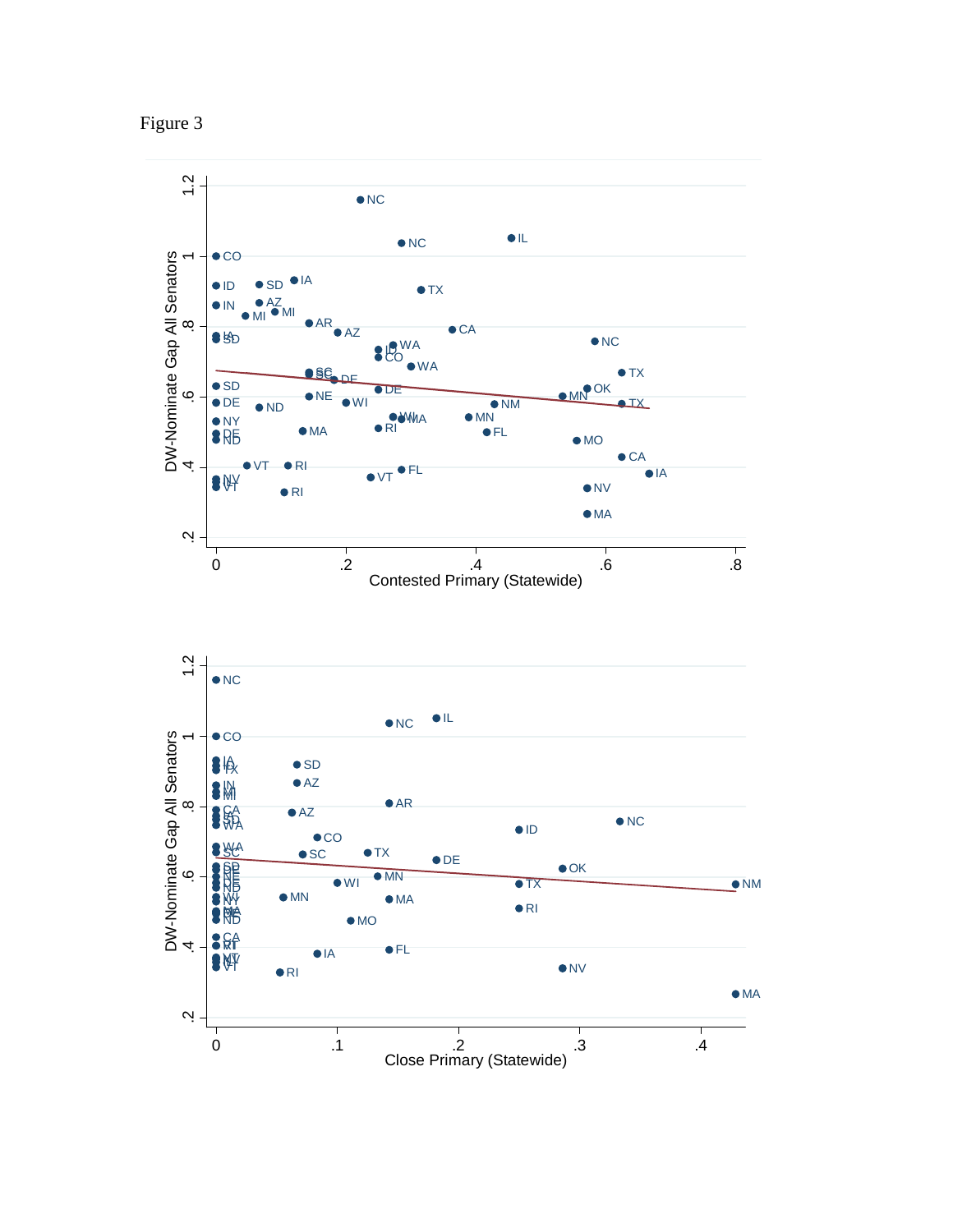Figure 3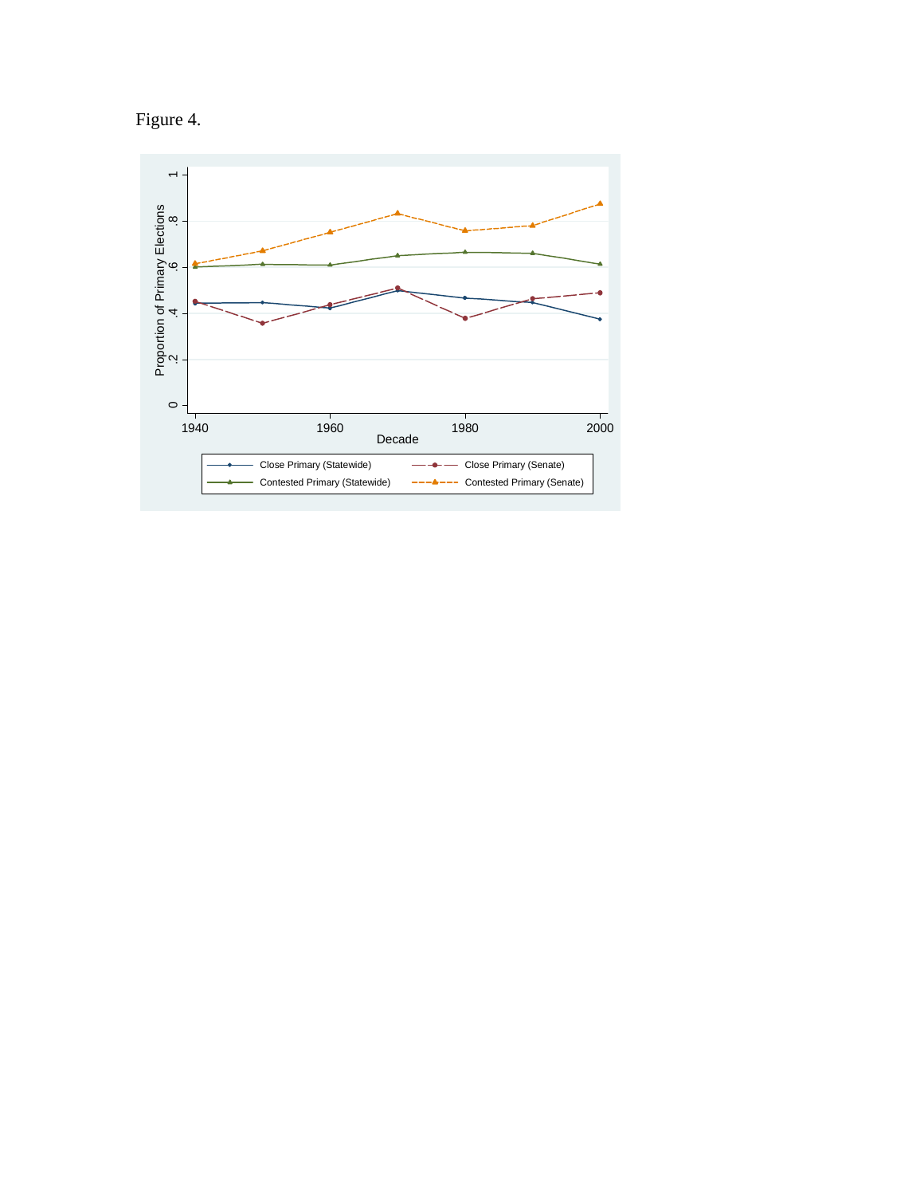Figure 4.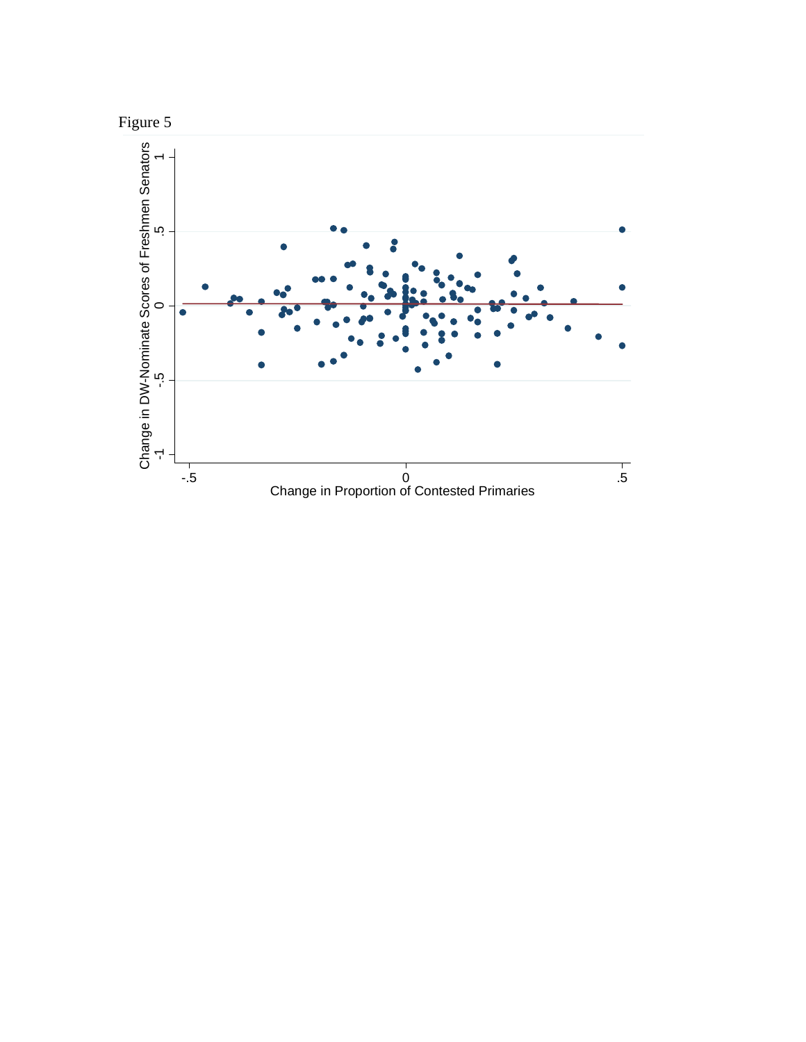Figure 5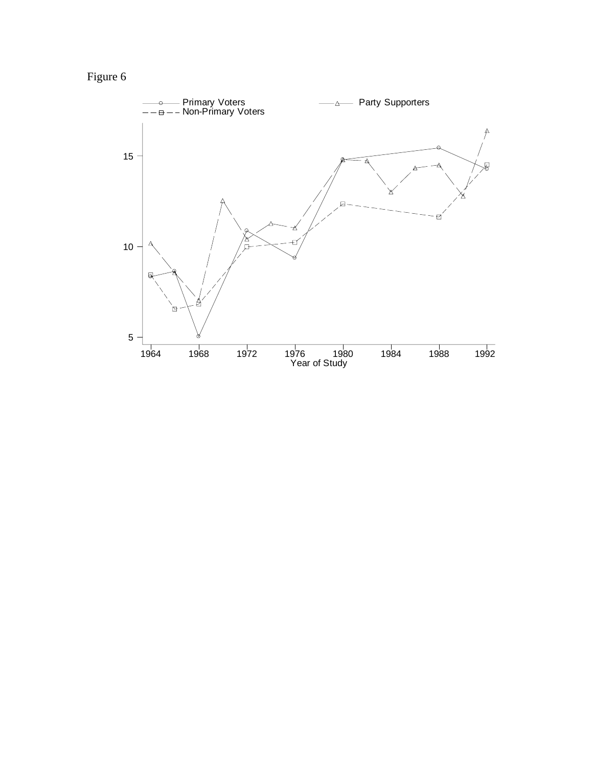Figure 6

Primary Voters — Party Supporters — Non-Primary Voters

Year of Study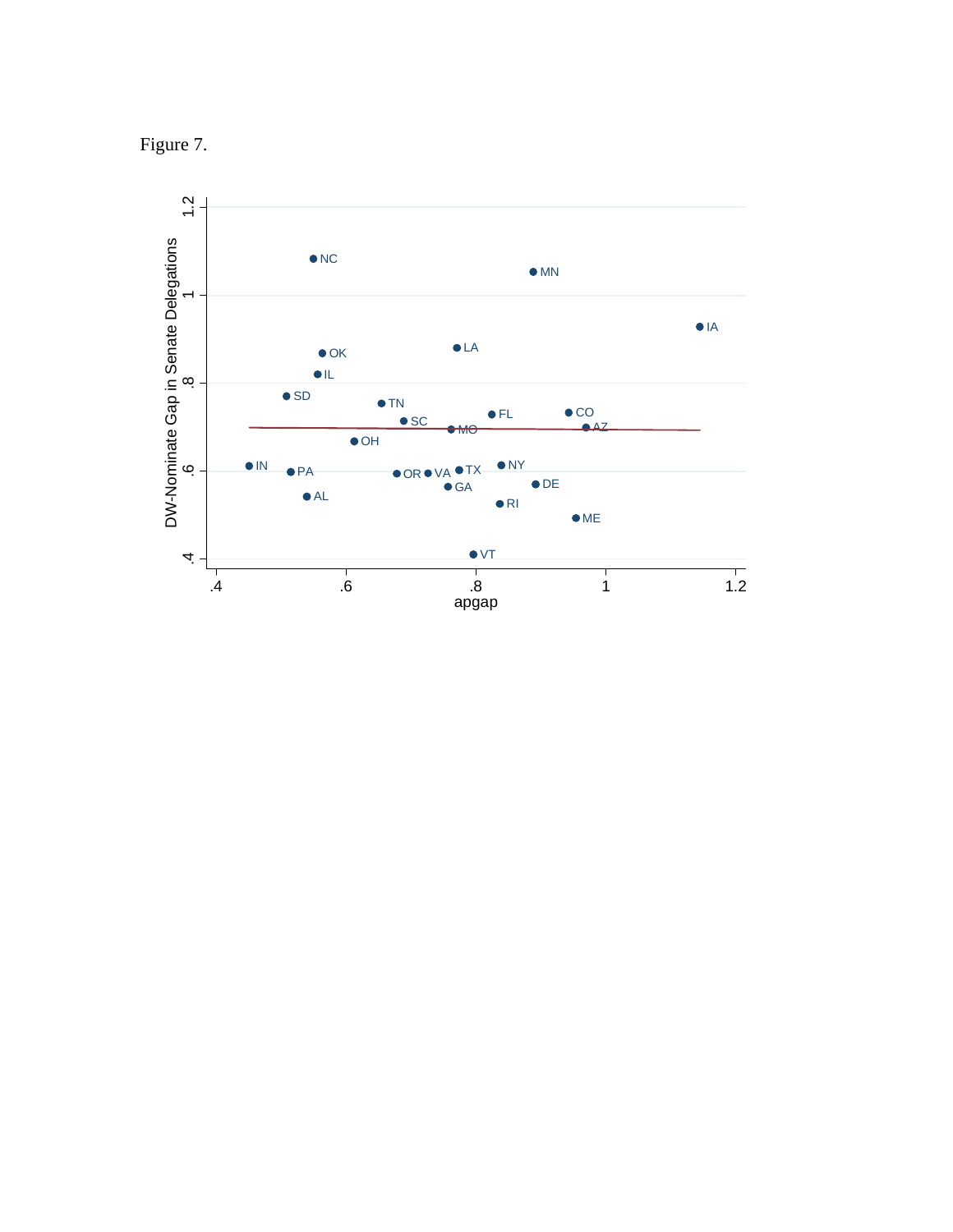Figure 7.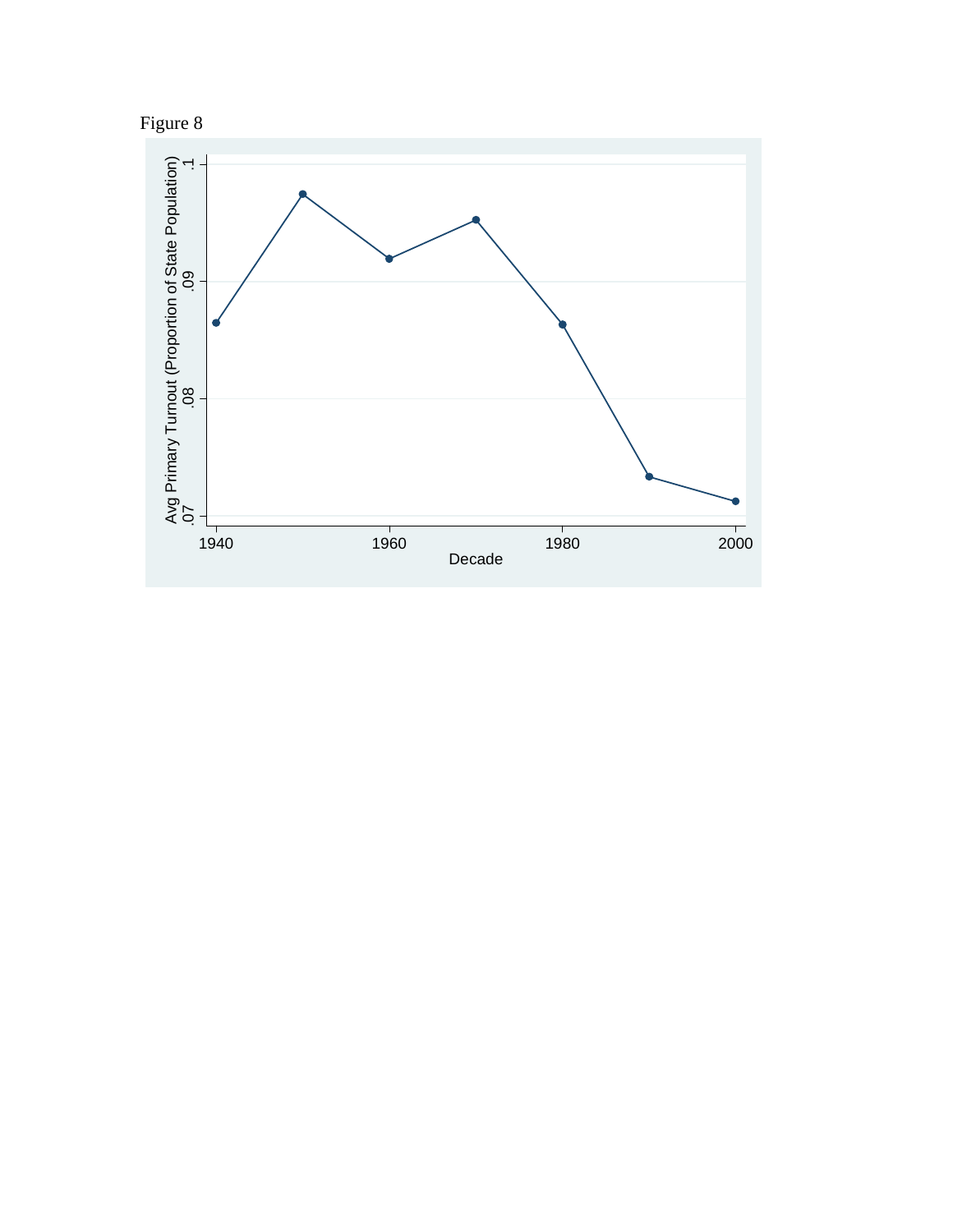Figure 8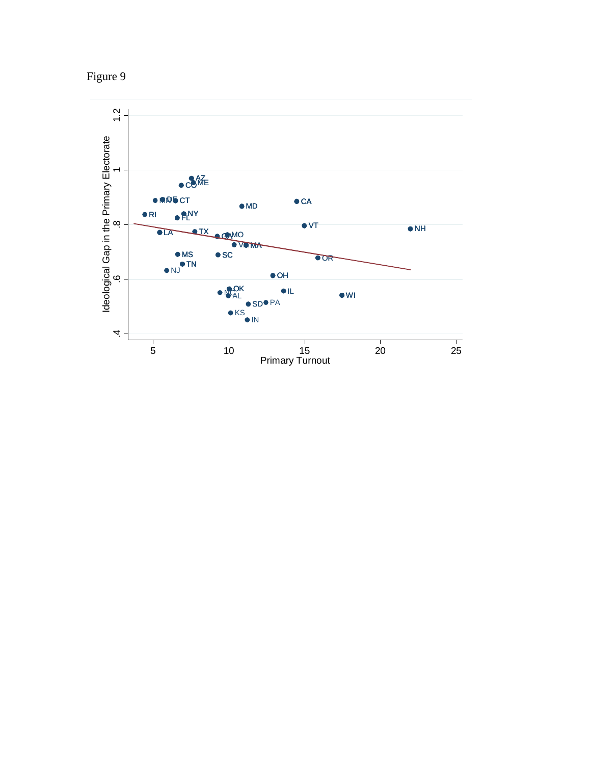Figure 9

Ideological Gap in the Primary Electorate

1.2
1
.8
.6
.4

Primary Turnout

5
10
15
20
25

AZ
ME
CO
MN
DE
CT
CA
MD
RI
NY
FL
VT
NH
LA
TX
GA
MO
VA
MA
OR
MS
SC
TN
NJ
OH
OK
NC
AL
IL
WI
SD
PA
KS
IN